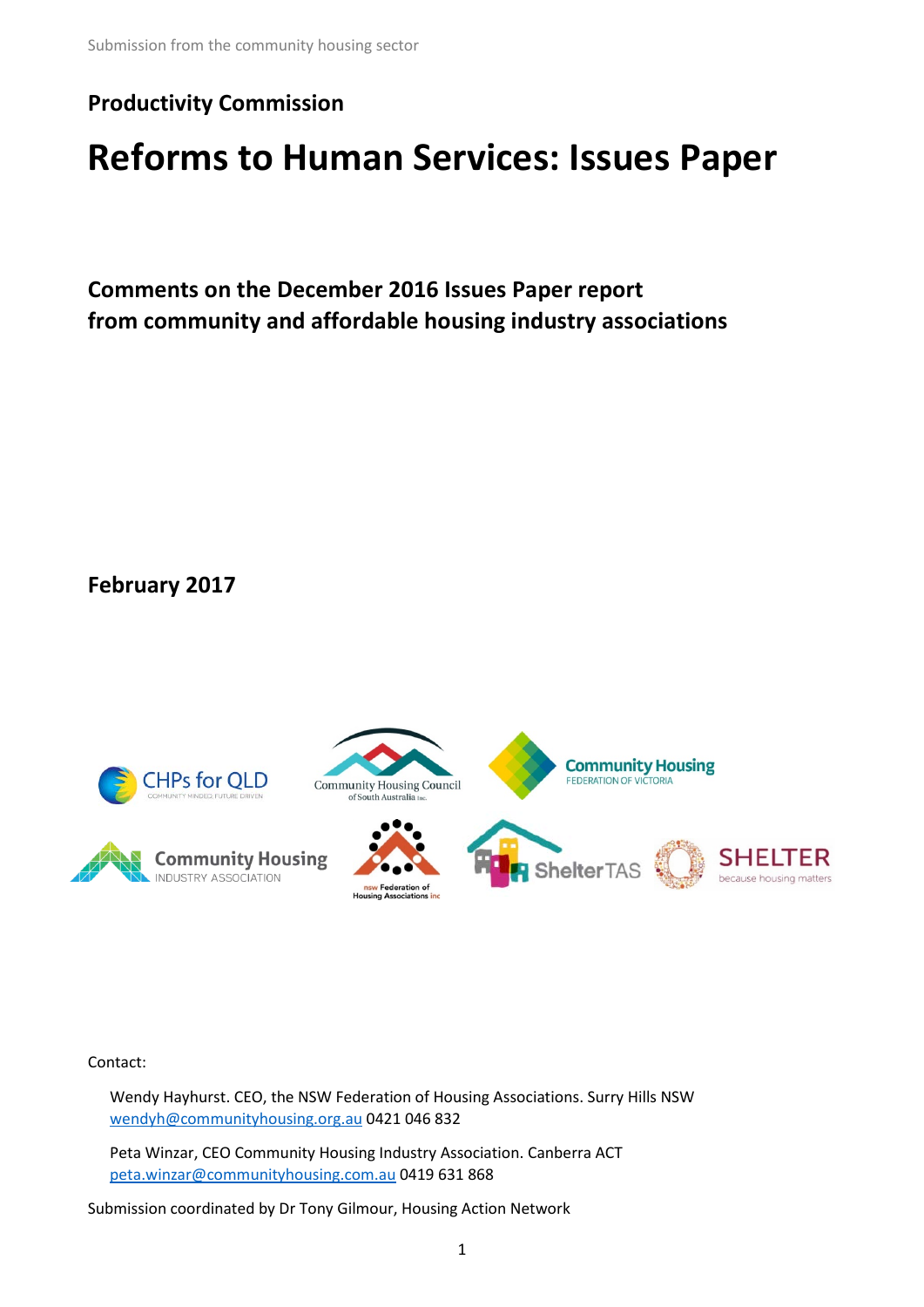Submission from the community housing sector

**Productivity Commission**

# Reforms to Human Services: Issues Paper

## Comments on the December 2016 Issues Paper report from community and affordable housing industry associations

**February 2017**

Contact:

Wendy Hayhurst. CEO, the NSW Federation of Housing Associations. Surry Hills NSW
wendyh@communityhousing.org.au 0421 046 832

Peta Winzar, CEO Community Housing Industry Association. Canberra ACT
peta.winzar@communityhousing.com.au 0419 631 868

Submission coordinated by Dr Tony Gilmour, Housing Action Network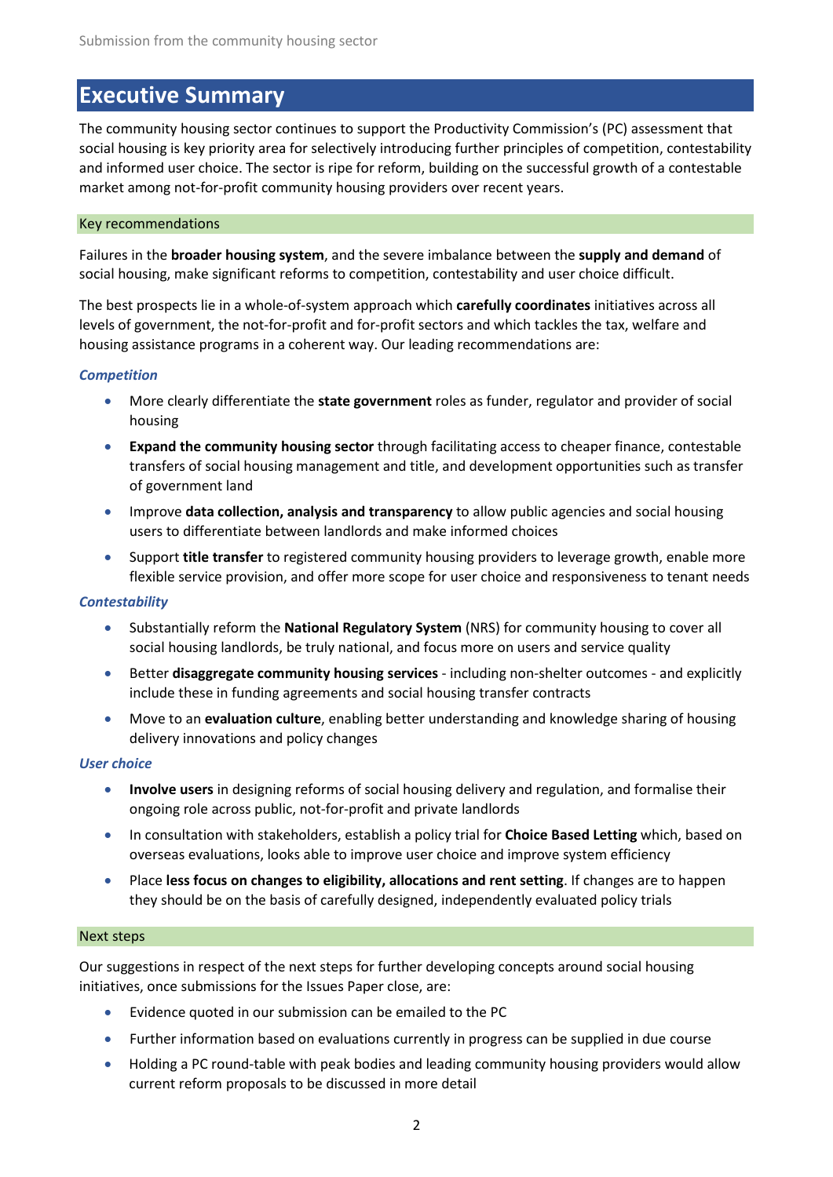# Executive Summary

The community housing sector continues to support the Productivity Commission's (PC) assessment that social housing is key priority area for selectively introducing further principles of competition, contestability and informed user choice. The sector is ripe for reform, building on the successful growth of a contestable market among not-for-profit community housing providers over recent years.

## Key recommendations

Failures in the **broader housing system**, and the severe imbalance between the **supply and demand** of social housing, make significant reforms to competition, contestability and user choice difficult.

The best prospects lie in a whole-of-system approach which **carefully coordinates** initiatives across all levels of government, the not-for-profit and for-profit sectors and which tackles the tax, welfare and housing assistance programs in a coherent way. Our leading recommendations are:

### *Competition*

- More clearly differentiate the **state government** roles as funder, regulator and provider of social housing
- **Expand the community housing sector** through facilitating access to cheaper finance, contestable transfers of social housing management and title, and development opportunities such as transfer of government land
- Improve **data collection, analysis and transparency** to allow public agencies and social housing users to differentiate between landlords and make informed choices
- Support **title transfer** to registered community housing providers to leverage growth, enable more flexible service provision, and offer more scope for user choice and responsiveness to tenant needs

### *Contestability*

- Substantially reform the **National Regulatory System** (NRS) for community housing to cover all social housing landlords, be truly national, and focus more on users and service quality
- Better **disaggregate community housing services** - including non-shelter outcomes - and explicitly include these in funding agreements and social housing transfer contracts
- Move to an **evaluation culture**, enabling better understanding and knowledge sharing of housing delivery innovations and policy changes

### *User choice*

- **Involve users** in designing reforms of social housing delivery and regulation, and formalise their ongoing role across public, not-for-profit and private landlords
- In consultation with stakeholders, establish a policy trial for **Choice Based Letting** which, based on overseas evaluations, looks able to improve user choice and improve system efficiency
- Place **less focus on changes to eligibility, allocations and rent setting**. If changes are to happen they should be on the basis of carefully designed, independently evaluated policy trials

## Next steps

Our suggestions in respect of the next steps for further developing concepts around social housing initiatives, once submissions for the Issues Paper close, are:

- Evidence quoted in our submission can be emailed to the PC
- Further information based on evaluations currently in progress can be supplied in due course
- Holding a PC round-table with peak bodies and leading community housing providers would allow current reform proposals to be discussed in more detail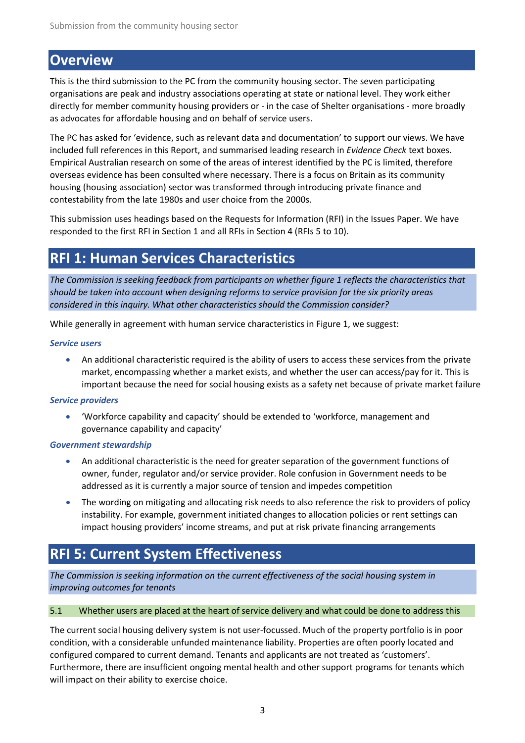## Overview

This is the third submission to the PC from the community housing sector. The seven participating organisations are peak and industry associations operating at state or national level. They work either directly for member community housing providers or - in the case of Shelter organisations - more broadly as advocates for affordable housing and on behalf of service users.

The PC has asked for 'evidence, such as relevant data and documentation' to support our views. We have included full references in this Report, and summarised leading research in *Evidence Check* text boxes. Empirical Australian research on some of the areas of interest identified by the PC is limited, therefore overseas evidence has been consulted where necessary. There is a focus on Britain as its community housing (housing association) sector was transformed through introducing private finance and contestability from the late 1980s and user choice from the 2000s.

This submission uses headings based on the Requests for Information (RFI) in the Issues Paper. We have responded to the first RFI in Section 1 and all RFIs in Section 4 (RFIs 5 to 10).

## RFI 1: Human Services Characteristics

*The Commission is seeking feedback from participants on whether figure 1 reflects the characteristics that should be taken into account when designing reforms to service provision for the six priority areas considered in this inquiry. What other characteristics should the Commission consider?*

While generally in agreement with human service characteristics in Figure 1, we suggest:

### *Service users*

- An additional characteristic required is the ability of users to access these services from the private market, encompassing whether a market exists, and whether the user can access/pay for it. This is important because the need for social housing exists as a safety net because of private market failure

### *Service providers*

- 'Workforce capability and capacity' should be extended to 'workforce, management and governance capability and capacity'

### *Government stewardship*

- An additional characteristic is the need for greater separation of the government functions of owner, funder, regulator and/or service provider. Role confusion in Government needs to be addressed as it is currently a major source of tension and impedes competition
- The wording on mitigating and allocating risk needs to also reference the risk to providers of policy instability. For example, government initiated changes to allocation policies or rent settings can impact housing providers' income streams, and put at risk private financing arrangements

## RFI 5: Current System Effectiveness

*The Commission is seeking information on the current effectiveness of the social housing system in improving outcomes for tenants*

### 5.1 Whether users are placed at the heart of service delivery and what could be done to address this

The current social housing delivery system is not user-focussed. Much of the property portfolio is in poor condition, with a considerable unfunded maintenance liability. Properties are often poorly located and configured compared to current demand. Tenants and applicants are not treated as 'customers'. Furthermore, there are insufficient ongoing mental health and other support programs for tenants which will impact on their ability to exercise choice.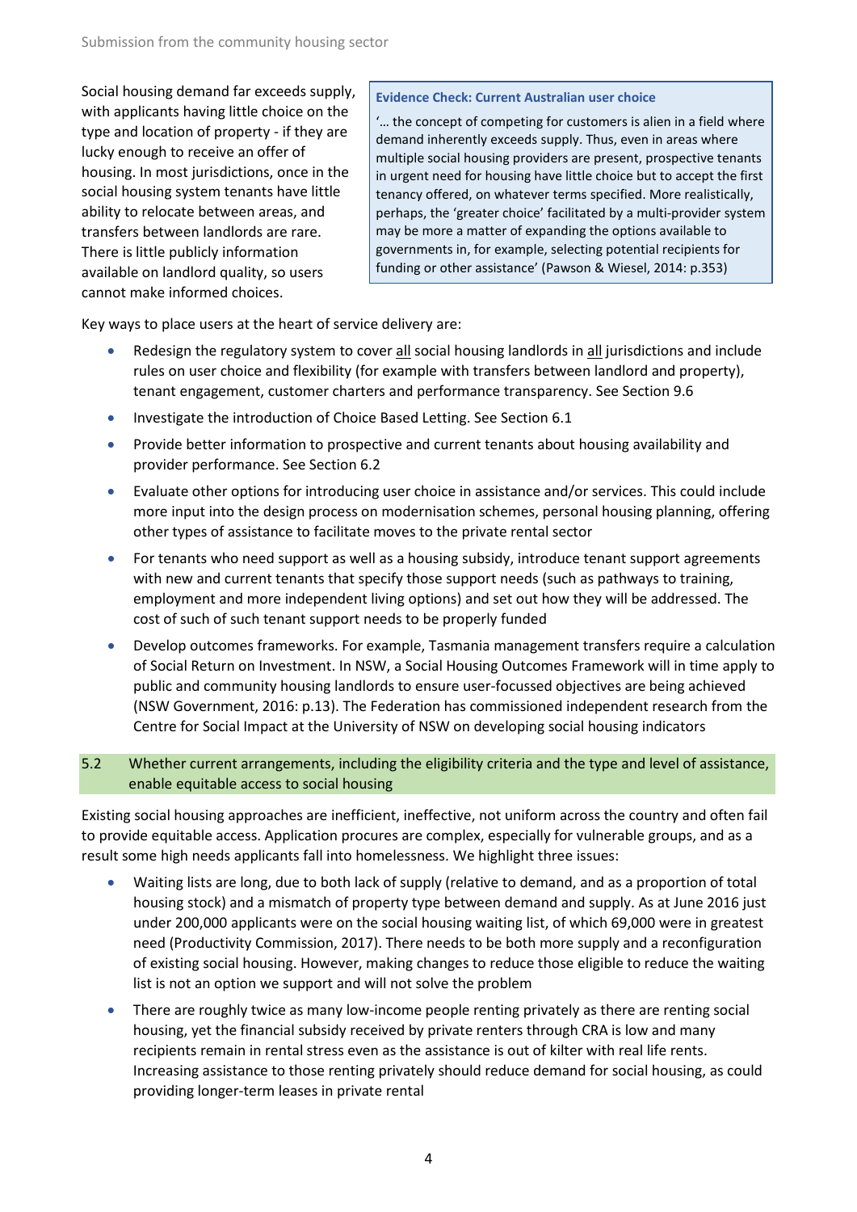Social housing demand far exceeds supply, with applicants having little choice on the type and location of property - if they are lucky enough to receive an offer of housing. In most jurisdictions, once in the social housing system tenants have little ability to relocate between areas, and transfers between landlords are rare. There is little publicly information available on landlord quality, so users cannot make informed choices.

> **Evidence Check: Current Australian user choice**
>
> '… the concept of competing for customers is alien in a field where demand inherently exceeds supply. Thus, even in areas where multiple social housing providers are present, prospective tenants in urgent need for housing have little choice but to accept the first tenancy offered, on whatever terms specified. More realistically, perhaps, the 'greater choice' facilitated by a multi-provider system may be more a matter of expanding the options available to governments in, for example, selecting potential recipients for funding or other assistance' (Pawson & Wiesel, 2014: p.353)

Key ways to place users at the heart of service delivery are:

- Redesign the regulatory system to cover <u>all</u> social housing landlords in <u>all</u> jurisdictions and include rules on user choice and flexibility (for example with transfers between landlord and property), tenant engagement, customer charters and performance transparency. See Section 9.6
- Investigate the introduction of Choice Based Letting. See Section 6.1
- Provide better information to prospective and current tenants about housing availability and provider performance. See Section 6.2
- Evaluate other options for introducing user choice in assistance and/or services. This could include more input into the design process on modernisation schemes, personal housing planning, offering other types of assistance to facilitate moves to the private rental sector
- For tenants who need support as well as a housing subsidy, introduce tenant support agreements with new and current tenants that specify those support needs (such as pathways to training, employment and more independent living options) and set out how they will be addressed. The cost of such of such tenant support needs to be properly funded
- Develop outcomes frameworks. For example, Tasmania management transfers require a calculation of Social Return on Investment. In NSW, a Social Housing Outcomes Framework will in time apply to public and community housing landlords to ensure user-focussed objectives are being achieved (NSW Government, 2016: p.13). The Federation has commissioned independent research from the Centre for Social Impact at the University of NSW on developing social housing indicators

## 5.2 Whether current arrangements, including the eligibility criteria and the type and level of assistance, enable equitable access to social housing

Existing social housing approaches are inefficient, ineffective, not uniform across the country and often fail to provide equitable access. Application procures are complex, especially for vulnerable groups, and as a result some high needs applicants fall into homelessness. We highlight three issues:

- Waiting lists are long, due to both lack of supply (relative to demand, and as a proportion of total housing stock) and a mismatch of property type between demand and supply. As at June 2016 just under 200,000 applicants were on the social housing waiting list, of which 69,000 were in greatest need (Productivity Commission, 2017). There needs to be both more supply and a reconfiguration of existing social housing. However, making changes to reduce those eligible to reduce the waiting list is not an option we support and will not solve the problem
- There are roughly twice as many low-income people renting privately as there are renting social housing, yet the financial subsidy received by private renters through CRA is low and many recipients remain in rental stress even as the assistance is out of kilter with real life rents. Increasing assistance to those renting privately should reduce demand for social housing, as could providing longer-term leases in private rental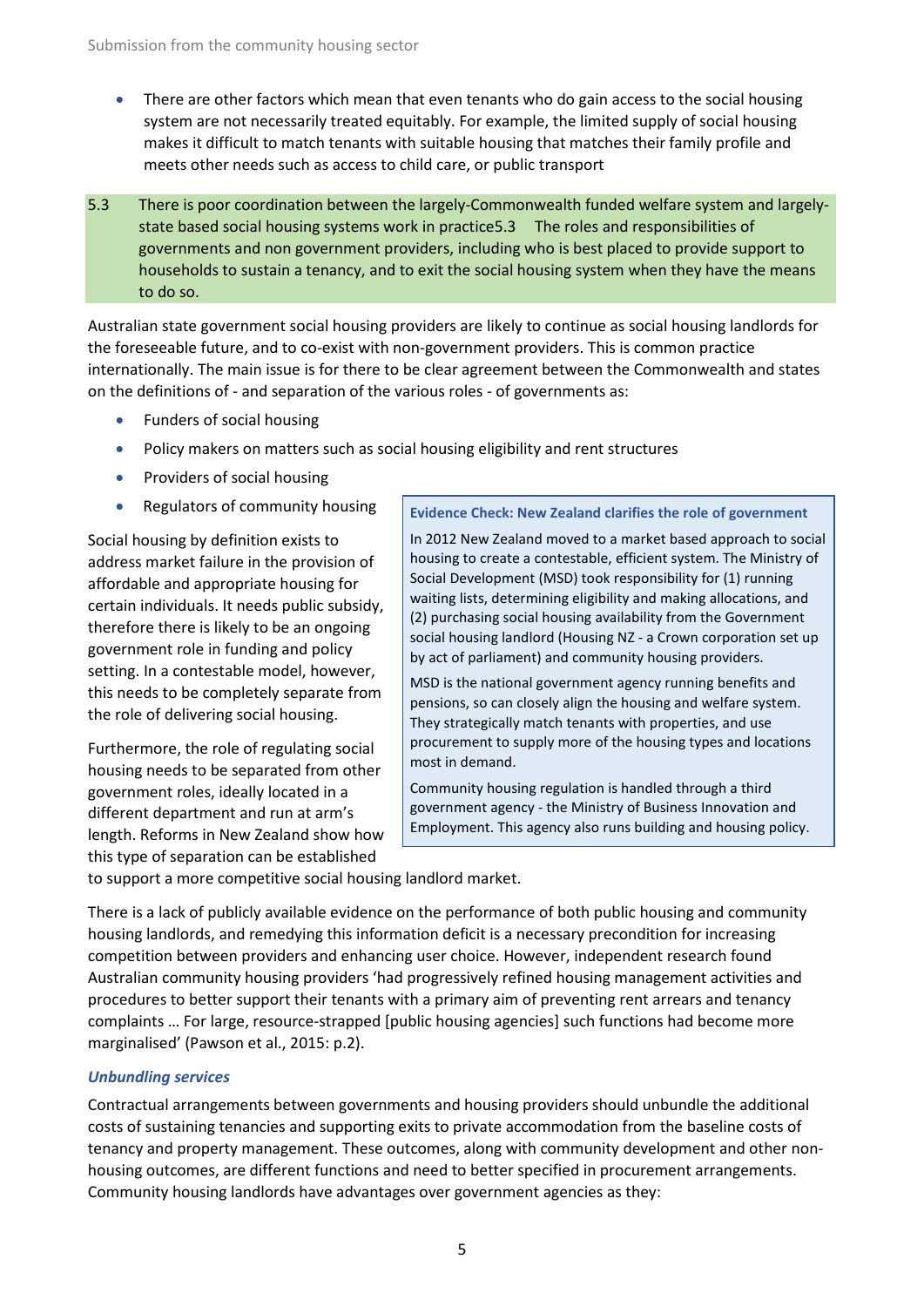- There are other factors which mean that even tenants who do gain access to the social housing system are not necessarily treated equitably. For example, the limited supply of social housing makes it difficult to match tenants with suitable housing that matches their family profile and meets other needs such as access to child care, or public transport

5.3 There is poor coordination between the largely-Commonwealth funded welfare system and largely-state based social housing systems work in practice5.3 The roles and responsibilities of governments and non government providers, including who is best placed to provide support to households to sustain a tenancy, and to exit the social housing system when they have the means to do so.

Australian state government social housing providers are likely to continue as social housing landlords for the foreseeable future, and to co-exist with non-government providers. This is common practice internationally. The main issue is for there to be clear agreement between the Commonwealth and states on the definitions of - and separation of the various roles - of governments as:

- Funders of social housing
- Policy makers on matters such as social housing eligibility and rent structures
- Providers of social housing
- Regulators of community housing

Social housing by definition exists to address market failure in the provision of affordable and appropriate housing for certain individuals. It needs public subsidy, therefore there is likely to be an ongoing government role in funding and policy setting. In a contestable model, however, this needs to be completely separate from the role of delivering social housing.

Furthermore, the role of regulating social housing needs to be separated from other government roles, ideally located in a different department and run at arm's length. Reforms in New Zealand show how this type of separation can be established to support a more competitive social housing landlord market.

> **Evidence Check: New Zealand clarifies the role of government**
>
> In 2012 New Zealand moved to a market based approach to social housing to create a contestable, efficient system. The Ministry of Social Development (MSD) took responsibility for (1) running waiting lists, determining eligibility and making allocations, and (2) purchasing social housing availability from the Government social housing landlord (Housing NZ - a Crown corporation set up by act of parliament) and community housing providers.
>
> MSD is the national government agency running benefits and pensions, so can closely align the housing and welfare system. They strategically match tenants with properties, and use procurement to supply more of the housing types and locations most in demand.
>
> Community housing regulation is handled through a third government agency - the Ministry of Business Innovation and Employment. This agency also runs building and housing policy.

There is a lack of publicly available evidence on the performance of both public housing and community housing landlords, and remedying this information deficit is a necessary precondition for increasing competition between providers and enhancing user choice. However, independent research found Australian community housing providers 'had progressively refined housing management activities and procedures to better support their tenants with a primary aim of preventing rent arrears and tenancy complaints … For large, resource-strapped [public housing agencies] such functions had become more marginalised' (Pawson et al., 2015: p.2).

### *Unbundling services*

Contractual arrangements between governments and housing providers should unbundle the additional costs of sustaining tenancies and supporting exits to private accommodation from the baseline costs of tenancy and property management. These outcomes, along with community development and other non-housing outcomes, are different functions and need to better specified in procurement arrangements. Community housing landlords have advantages over government agencies as they: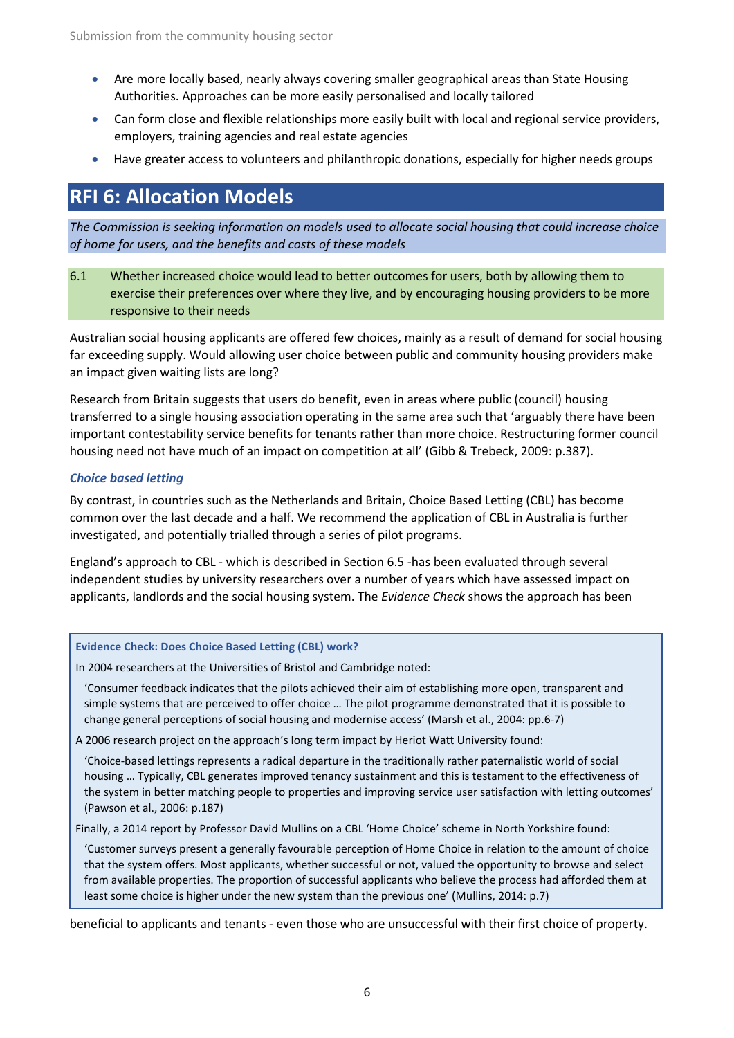- Are more locally based, nearly always covering smaller geographical areas than State Housing Authorities. Approaches can be more easily personalised and locally tailored
- Can form close and flexible relationships more easily built with local and regional service providers, employers, training agencies and real estate agencies
- Have greater access to volunteers and philanthropic donations, especially for higher needs groups

## RFI 6: Allocation Models

*The Commission is seeking information on models used to allocate social housing that could increase choice of home for users, and the benefits and costs of these models*

6.1 Whether increased choice would lead to better outcomes for users, both by allowing them to exercise their preferences over where they live, and by encouraging housing providers to be more responsive to their needs

Australian social housing applicants are offered few choices, mainly as a result of demand for social housing far exceeding supply. Would allowing user choice between public and community housing providers make an impact given waiting lists are long?

Research from Britain suggests that users do benefit, even in areas where public (council) housing transferred to a single housing association operating in the same area such that 'arguably there have been important contestability service benefits for tenants rather than more choice. Restructuring former council housing need not have much of an impact on competition at all' (Gibb & Trebeck, 2009: p.387).

### *Choice based letting*

By contrast, in countries such as the Netherlands and Britain, Choice Based Letting (CBL) has become common over the last decade and a half. We recommend the application of CBL in Australia is further investigated, and potentially trialled through a series of pilot programs.

England's approach to CBL - which is described in Section 6.5 -has been evaluated through several independent studies by university researchers over a number of years which have assessed impact on applicants, landlords and the social housing system. The *Evidence Check* shows the approach has been beneficial to applicants and tenants - even those who are unsuccessful with their first choice of property.

> **Evidence Check: Does Choice Based Letting (CBL) work?**
>
> In 2004 researchers at the Universities of Bristol and Cambridge noted:
>
> 'Consumer feedback indicates that the pilots achieved their aim of establishing more open, transparent and simple systems that are perceived to offer choice … The pilot programme demonstrated that it is possible to change general perceptions of social housing and modernise access' (Marsh et al., 2004: pp.6-7)
>
> A 2006 research project on the approach's long term impact by Heriot Watt University found:
>
> 'Choice-based lettings represents a radical departure in the traditionally rather paternalistic world of social housing … Typically, CBL generates improved tenancy sustainment and this is testament to the effectiveness of the system in better matching people to properties and improving service user satisfaction with letting outcomes' (Pawson et al., 2006: p.187)
>
> Finally, a 2014 report by Professor David Mullins on a CBL 'Home Choice' scheme in North Yorkshire found:
>
> 'Customer surveys present a generally favourable perception of Home Choice in relation to the amount of choice that the system offers. Most applicants, whether successful or not, valued the opportunity to browse and select from available properties. The proportion of successful applicants who believe the process had afforded them at least some choice is higher under the new system than the previous one' (Mullins, 2014: p.7)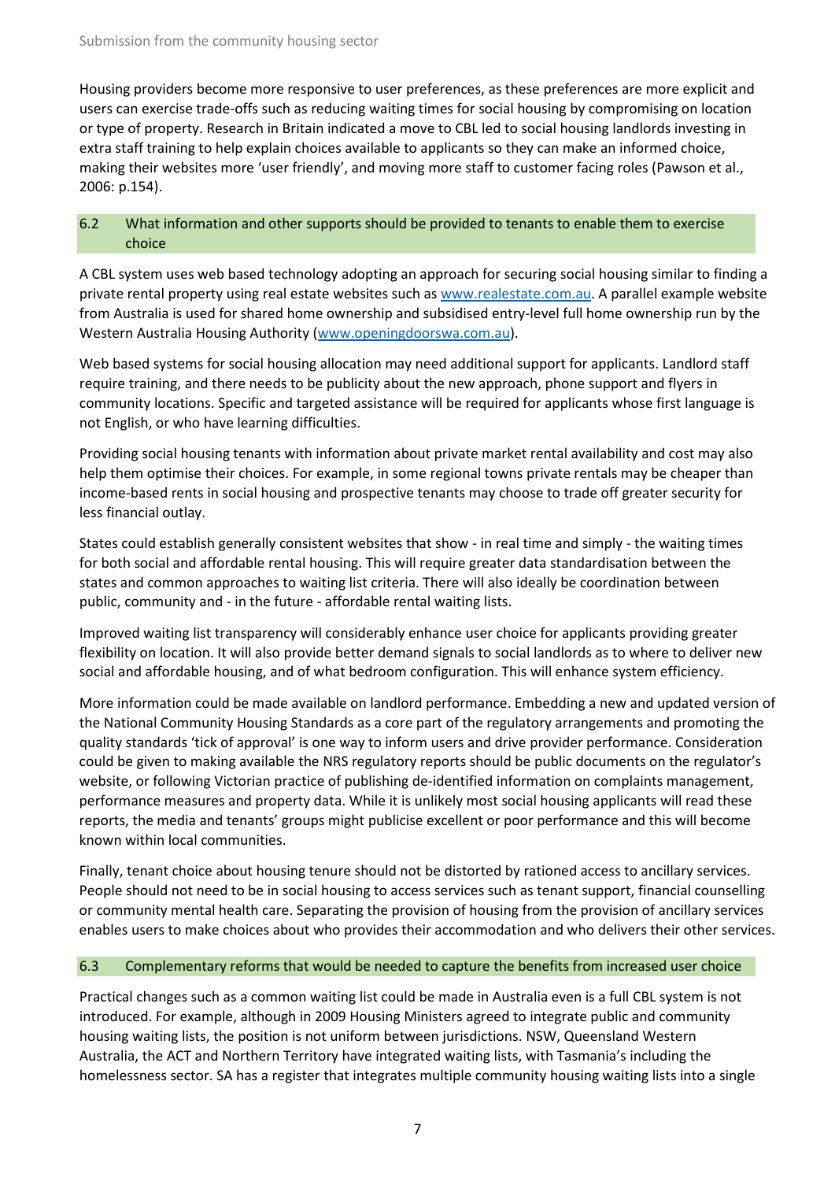Housing providers become more responsive to user preferences, as these preferences are more explicit and users can exercise trade-offs such as reducing waiting times for social housing by compromising on location or type of property. Research in Britain indicated a move to CBL led to social housing landlords investing in extra staff training to help explain choices available to applicants so they can make an informed choice, making their websites more 'user friendly', and moving more staff to customer facing roles (Pawson et al., 2006: p.154).

## 6.2 What information and other supports should be provided to tenants to enable them to exercise choice

A CBL system uses web based technology adopting an approach for securing social housing similar to finding a private rental property using real estate websites such as www.realestate.com.au. A parallel example website from Australia is used for shared home ownership and subsidised entry-level full home ownership run by the Western Australia Housing Authority (www.openingdoorswa.com.au).

Web based systems for social housing allocation may need additional support for applicants. Landlord staff require training, and there needs to be publicity about the new approach, phone support and flyers in community locations. Specific and targeted assistance will be required for applicants whose first language is not English, or who have learning difficulties.

Providing social housing tenants with information about private market rental availability and cost may also help them optimise their choices. For example, in some regional towns private rentals may be cheaper than income-based rents in social housing and prospective tenants may choose to trade off greater security for less financial outlay.

States could establish generally consistent websites that show - in real time and simply - the waiting times for both social and affordable rental housing. This will require greater data standardisation between the states and common approaches to waiting list criteria. There will also ideally be coordination between public, community and - in the future - affordable rental waiting lists.

Improved waiting list transparency will considerably enhance user choice for applicants providing greater flexibility on location. It will also provide better demand signals to social landlords as to where to deliver new social and affordable housing, and of what bedroom configuration. This will enhance system efficiency.

More information could be made available on landlord performance. Embedding a new and updated version of the National Community Housing Standards as a core part of the regulatory arrangements and promoting the quality standards 'tick of approval' is one way to inform users and drive provider performance. Consideration could be given to making available the NRS regulatory reports should be public documents on the regulator's website, or following Victorian practice of publishing de-identified information on complaints management, performance measures and property data. While it is unlikely most social housing applicants will read these reports, the media and tenants' groups might publicise excellent or poor performance and this will become known within local communities.

Finally, tenant choice about housing tenure should not be distorted by rationed access to ancillary services. People should not need to be in social housing to access services such as tenant support, financial counselling or community mental health care. Separating the provision of housing from the provision of ancillary services enables users to make choices about who provides their accommodation and who delivers their other services.

## 6.3 Complementary reforms that would be needed to capture the benefits from increased user choice

Practical changes such as a common waiting list could be made in Australia even is a full CBL system is not introduced. For example, although in 2009 Housing Ministers agreed to integrate public and community housing waiting lists, the position is not uniform between jurisdictions. NSW, Queensland Western Australia, the ACT and Northern Territory have integrated waiting lists, with Tasmania's including the homelessness sector. SA has a register that integrates multiple community housing waiting lists into a single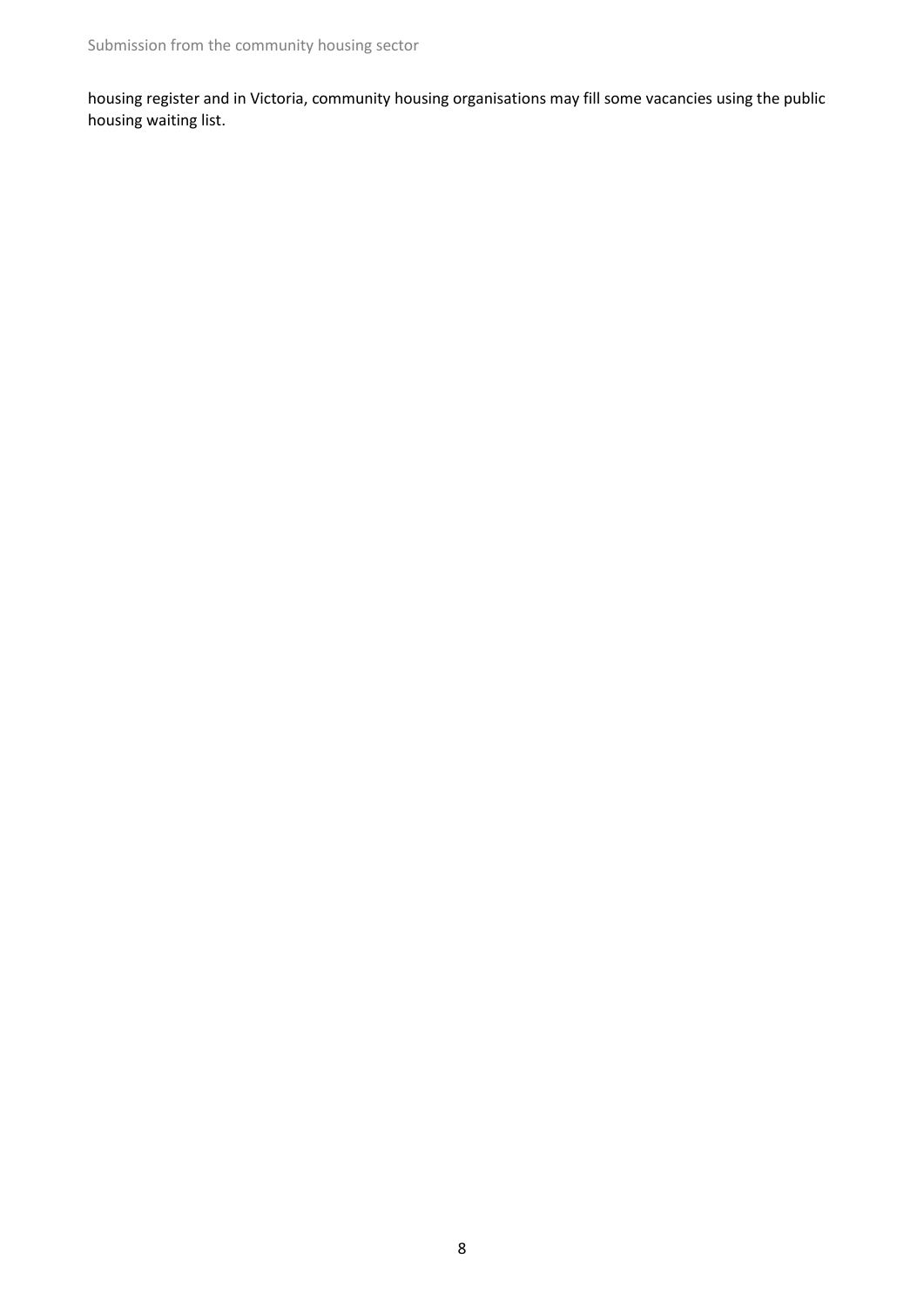housing register and in Victoria, community housing organisations may fill some vacancies using the public housing waiting list.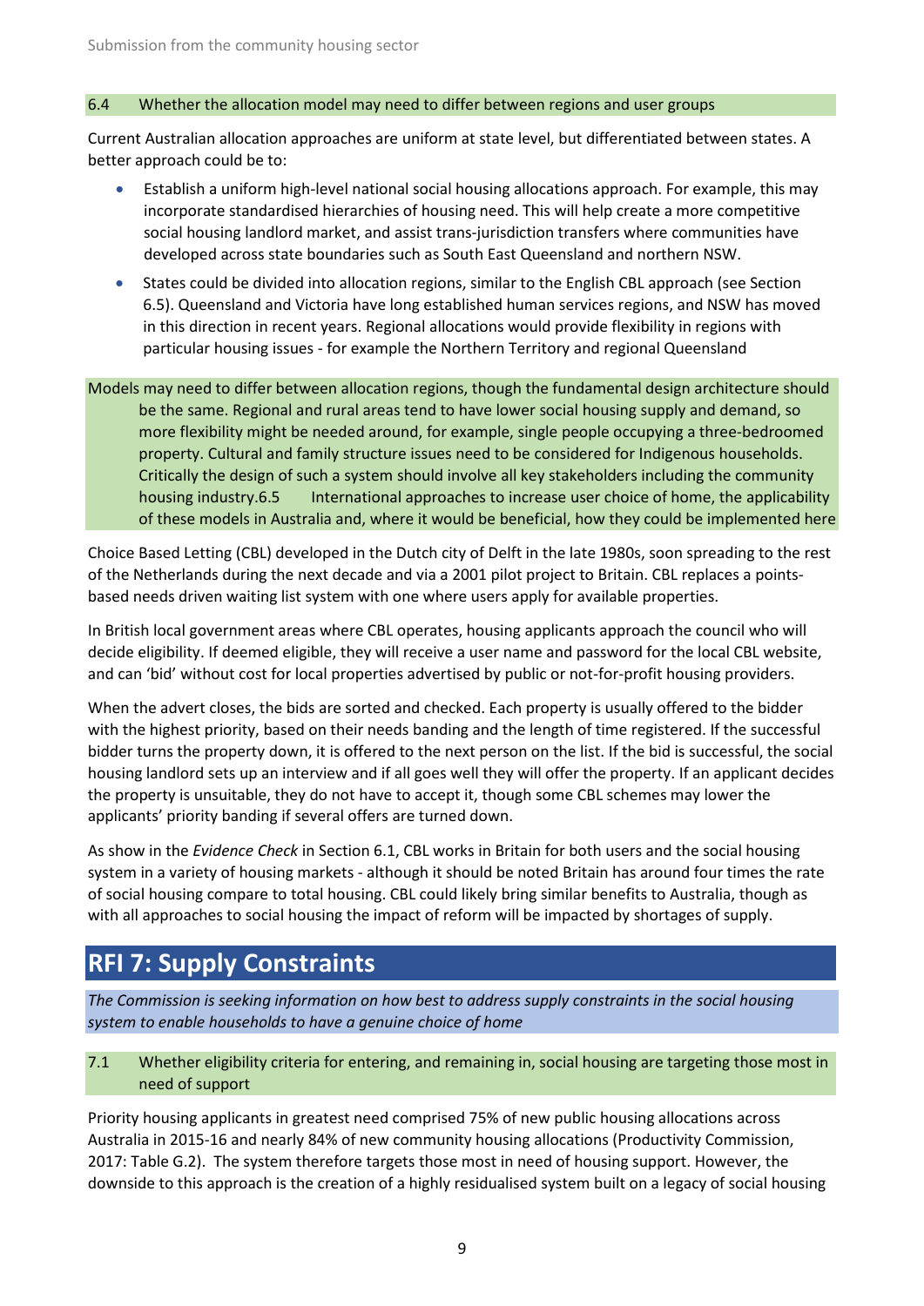### 6.4 Whether the allocation model may need to differ between regions and user groups

Current Australian allocation approaches are uniform at state level, but differentiated between states. A better approach could be to:

- Establish a uniform high-level national social housing allocations approach. For example, this may incorporate standardised hierarchies of housing need. This will help create a more competitive social housing landlord market, and assist trans-jurisdiction transfers where communities have developed across state boundaries such as South East Queensland and northern NSW.
- States could be divided into allocation regions, similar to the English CBL approach (see Section 6.5). Queensland and Victoria have long established human services regions, and NSW has moved in this direction in recent years. Regional allocations would provide flexibility in regions with particular housing issues - for example the Northern Territory and regional Queensland

Models may need to differ between allocation regions, though the fundamental design architecture should be the same. Regional and rural areas tend to have lower social housing supply and demand, so more flexibility might be needed around, for example, single people occupying a three-bedroomed property. Cultural and family structure issues need to be considered for Indigenous households. Critically the design of such a system should involve all key stakeholders including the community housing industry.

### 6.5 International approaches to increase user choice of home, the applicability of these models in Australia and, where it would be beneficial, how they could be implemented here

Choice Based Letting (CBL) developed in the Dutch city of Delft in the late 1980s, soon spreading to the rest of the Netherlands during the next decade and via a 2001 pilot project to Britain. CBL replaces a points-based needs driven waiting list system with one where users apply for available properties.

In British local government areas where CBL operates, housing applicants approach the council who will decide eligibility. If deemed eligible, they will receive a user name and password for the local CBL website, and can 'bid' without cost for local properties advertised by public or not-for-profit housing providers.

When the advert closes, the bids are sorted and checked. Each property is usually offered to the bidder with the highest priority, based on their needs banding and the length of time registered. If the successful bidder turns the property down, it is offered to the next person on the list. If the bid is successful, the social housing landlord sets up an interview and if all goes well they will offer the property. If an applicant decides the property is unsuitable, they do not have to accept it, though some CBL schemes may lower the applicants' priority banding if several offers are turned down.

As show in the *Evidence Check* in Section 6.1, CBL works in Britain for both users and the social housing system in a variety of housing markets - although it should be noted Britain has around four times the rate of social housing compare to total housing. CBL could likely bring similar benefits to Australia, though as with all approaches to social housing the impact of reform will be impacted by shortages of supply.

## RFI 7: Supply Constraints

*The Commission is seeking information on how best to address supply constraints in the social housing system to enable households to have a genuine choice of home*

### 7.1 Whether eligibility criteria for entering, and remaining in, social housing are targeting those most in need of support

Priority housing applicants in greatest need comprised 75% of new public housing allocations across Australia in 2015-16 and nearly 84% of new community housing allocations (Productivity Commission, 2017: Table G.2). The system therefore targets those most in need of housing support. However, the downside to this approach is the creation of a highly residualised system built on a legacy of social housing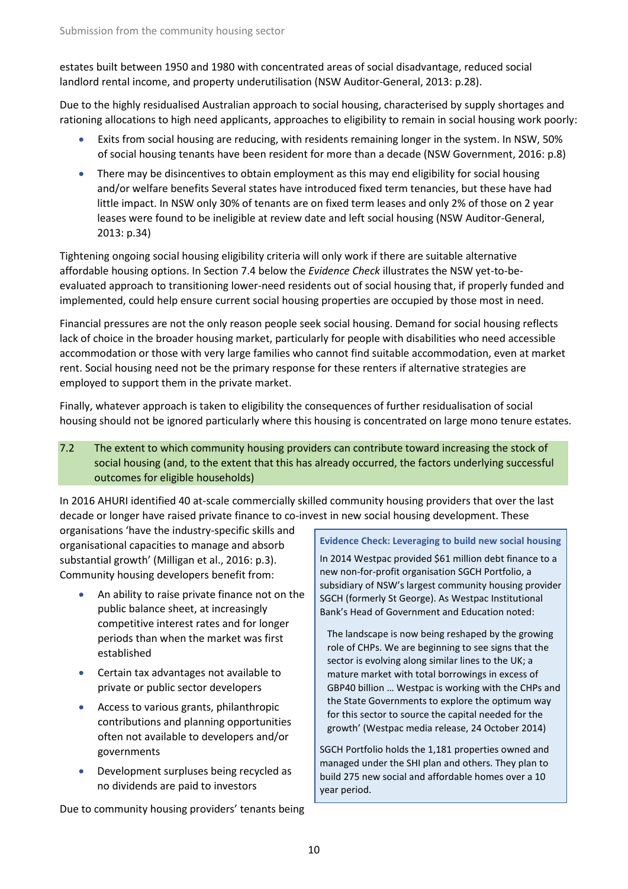estates built between 1950 and 1980 with concentrated areas of social disadvantage, reduced social landlord rental income, and property underutilisation (NSW Auditor-General, 2013: p.28).

Due to the highly residualised Australian approach to social housing, characterised by supply shortages and rationing allocations to high need applicants, approaches to eligibility to remain in social housing work poorly:

- Exits from social housing are reducing, with residents remaining longer in the system. In NSW, 50% of social housing tenants have been resident for more than a decade (NSW Government, 2016: p.8)
- There may be disincentives to obtain employment as this may end eligibility for social housing and/or welfare benefits Several states have introduced fixed term tenancies, but these have had little impact. In NSW only 30% of tenants are on fixed term leases and only 2% of those on 2 year leases were found to be ineligible at review date and left social housing (NSW Auditor-General, 2013: p.34)

Tightening ongoing social housing eligibility criteria will only work if there are suitable alternative affordable housing options. In Section 7.4 below the *Evidence Check* illustrates the NSW yet-to-be-evaluated approach to transitioning lower-need residents out of social housing that, if properly funded and implemented, could help ensure current social housing properties are occupied by those most in need.

Financial pressures are not the only reason people seek social housing. Demand for social housing reflects lack of choice in the broader housing market, particularly for people with disabilities who need accessible accommodation or those with very large families who cannot find suitable accommodation, even at market rent. Social housing need not be the primary response for these renters if alternative strategies are employed to support them in the private market.

Finally, whatever approach is taken to eligibility the consequences of further residualisation of social housing should not be ignored particularly where this housing is concentrated on large mono tenure estates.

## 7.2 The extent to which community housing providers can contribute toward increasing the stock of social housing (and, to the extent that this has already occurred, the factors underlying successful outcomes for eligible households)

In 2016 AHURI identified 40 at-scale commercially skilled community housing providers that over the last decade or longer have raised private finance to co-invest in new social housing development. These organisations 'have the industry-specific skills and organisational capacities to manage and absorb substantial growth' (Milligan et al., 2016: p.3). Community housing developers benefit from:

- An ability to raise private finance not on the public balance sheet, at increasingly competitive interest rates and for longer periods than when the market was first established
- Certain tax advantages not available to private or public sector developers
- Access to various grants, philanthropic contributions and planning opportunities often not available to developers and/or governments
- Development surpluses being recycled as no dividends are paid to investors

Due to community housing providers' tenants being

> **Evidence Check: Leveraging to build new social housing**
>
> In 2014 Westpac provided $61 million debt finance to a new non-for-profit organisation SGCH Portfolio, a subsidiary of NSW's largest community housing provider SGCH (formerly St George). As Westpac Institutional Bank's Head of Government and Education noted:
>
> > The landscape is now being reshaped by the growing role of CHPs. We are beginning to see signs that the sector is evolving along similar lines to the UK; a mature market with total borrowings in excess of GBP40 billion … Westpac is working with the CHPs and the State Governments to explore the optimum way for this sector to source the capital needed for the growth' (Westpac media release, 24 October 2014)
>
> SGCH Portfolio holds the 1,181 properties owned and managed under the SHI plan and others. They plan to build 275 new social and affordable homes over a 10 year period.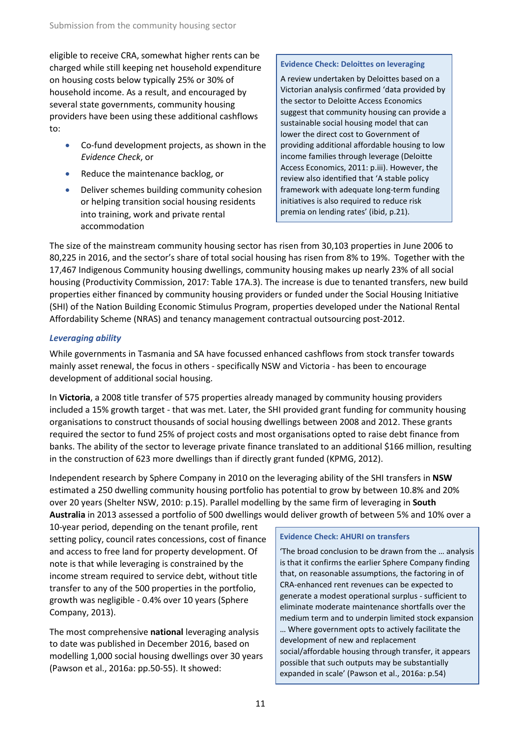eligible to receive CRA, somewhat higher rents can be charged while still keeping net household expenditure on housing costs below typically 25% or 30% of household income. As a result, and encouraged by several state governments, community housing providers have been using these additional cashflows to:

- Co-fund development projects, as shown in the *Evidence Check*, or
- Reduce the maintenance backlog, or
- Deliver schemes building community cohesion or helping transition social housing residents into training, work and private rental accommodation

> **Evidence Check: Deloittes on leveraging**
>
> A review undertaken by Deloittes based on a Victorian analysis confirmed 'data provided by the sector to Deloitte Access Economics suggest that community housing can provide a sustainable social housing model that can lower the direct cost to Government of providing additional affordable housing to low income families through leverage (Deloitte Access Economics, 2011: p.iii). However, the review also identified that 'A stable policy framework with adequate long-term funding initiatives is also required to reduce risk premia on lending rates' (ibid, p.21).

The size of the mainstream community housing sector has risen from 30,103 properties in June 2006 to 80,225 in 2016, and the sector's share of total social housing has risen from 8% to 19%. Together with the 17,467 Indigenous Community housing dwellings, community housing makes up nearly 23% of all social housing (Productivity Commission, 2017: Table 17A.3). The increase is due to tenanted transfers, new build properties either financed by community housing providers or funded under the Social Housing Initiative (SHI) of the Nation Building Economic Stimulus Program, properties developed under the National Rental Affordability Scheme (NRAS) and tenancy management contractual outsourcing post-2012.

### *Leveraging ability*

While governments in Tasmania and SA have focussed enhanced cashflows from stock transfer towards mainly asset renewal, the focus in others - specifically NSW and Victoria - has been to encourage development of additional social housing.

In **Victoria**, a 2008 title transfer of 575 properties already managed by community housing providers included a 15% growth target - that was met. Later, the SHI provided grant funding for community housing organisations to construct thousands of social housing dwellings between 2008 and 2012. These grants required the sector to fund 25% of project costs and most organisations opted to raise debt finance from banks. The ability of the sector to leverage private finance translated to an additional $166 million, resulting in the construction of 623 more dwellings than if directly grant funded (KPMG, 2012).

Independent research by Sphere Company in 2010 on the leveraging ability of the SHI transfers in **NSW** estimated a 250 dwelling community housing portfolio has potential to grow by between 10.8% and 20% over 20 years (Shelter NSW, 2010: p.15). Parallel modelling by the same firm of leveraging in **South Australia** in 2013 assessed a portfolio of 500 dwellings would deliver growth of between 5% and 10% over a 10-year period, depending on the tenant profile, rent setting policy, council rates concessions, cost of finance and access to free land for property development. Of note is that while leveraging is constrained by the income stream required to service debt, without title transfer to any of the 500 properties in the portfolio, growth was negligible - 0.4% over 10 years (Sphere Company, 2013).

> **Evidence Check: AHURI on transfers**
>
> 'The broad conclusion to be drawn from the … analysis is that it confirms the earlier Sphere Company finding that, on reasonable assumptions, the factoring in of CRA-enhanced rent revenues can be expected to generate a modest operational surplus - sufficient to eliminate moderate maintenance shortfalls over the medium term and to underpin limited stock expansion … Where government opts to actively facilitate the development of new and replacement social/affordable housing through transfer, it appears possible that such outputs may be substantially expanded in scale' (Pawson et al., 2016a: p.54)

The most comprehensive **national** leveraging analysis to date was published in December 2016, based on modelling 1,000 social housing dwellings over 30 years (Pawson et al., 2016a: pp.50-55). It showed: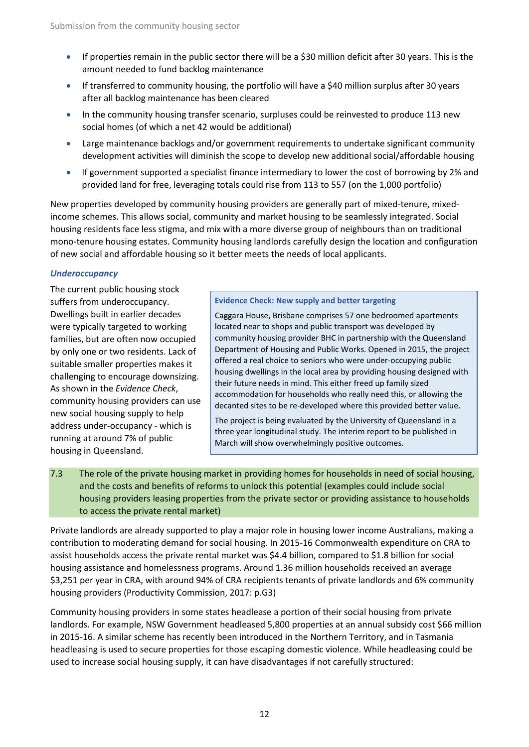- If properties remain in the public sector there will be a $30 million deficit after 30 years. This is the amount needed to fund backlog maintenance
- If transferred to community housing, the portfolio will have a $40 million surplus after 30 years after all backlog maintenance has been cleared
- In the community housing transfer scenario, surpluses could be reinvested to produce 113 new social homes (of which a net 42 would be additional)
- Large maintenance backlogs and/or government requirements to undertake significant community development activities will diminish the scope to develop new additional social/affordable housing
- If government supported a specialist finance intermediary to lower the cost of borrowing by 2% and provided land for free, leveraging totals could rise from 113 to 557 (on the 1,000 portfolio)

New properties developed by community housing providers are generally part of mixed-tenure, mixed-income schemes. This allows social, community and market housing to be seamlessly integrated. Social housing residents face less stigma, and mix with a more diverse group of neighbours than on traditional mono-tenure housing estates. Community housing landlords carefully design the location and configuration of new social and affordable housing so it better meets the needs of local applicants.

### *Underoccupancy*

The current public housing stock suffers from underoccupancy. Dwellings built in earlier decades were typically targeted to working families, but are often now occupied by only one or two residents. Lack of suitable smaller properties makes it challenging to encourage downsizing. As shown in the *Evidence Check*, community housing providers can use new social housing supply to help address under-occupancy - which is running at around 7% of public housing in Queensland.

> **Evidence Check: New supply and better targeting**
>
> Caggara House, Brisbane comprises 57 one bedroomed apartments located near to shops and public transport was developed by community housing provider BHC in partnership with the Queensland Department of Housing and Public Works. Opened in 2015, the project offered a real choice to seniors who were under-occupying public housing dwellings in the local area by providing housing designed with their future needs in mind. This either freed up family sized accommodation for households who really need this, or allowing the decanted sites to be re-developed where this provided better value.
>
> The project is being evaluated by the University of Queensland in a three year longitudinal study. The interim report to be published in March will show overwhelmingly positive outcomes.

7.3 The role of the private housing market in providing homes for households in need of social housing, and the costs and benefits of reforms to unlock this potential (examples could include social housing providers leasing properties from the private sector or providing assistance to households to access the private rental market)

Private landlords are already supported to play a major role in housing lower income Australians, making a contribution to moderating demand for social housing. In 2015-16 Commonwealth expenditure on CRA to assist households access the private rental market was $4.4 billion, compared to $1.8 billion for social housing assistance and homelessness programs. Around 1.36 million households received an average $3,251 per year in CRA, with around 94% of CRA recipients tenants of private landlords and 6% community housing providers (Productivity Commission, 2017: p.G3)

Community housing providers in some states headlease a portion of their social housing from private landlords. For example, NSW Government headleased 5,800 properties at an annual subsidy cost $66 million in 2015-16. A similar scheme has recently been introduced in the Northern Territory, and in Tasmania headleasing is used to secure properties for those escaping domestic violence. While headleasing could be used to increase social housing supply, it can have disadvantages if not carefully structured: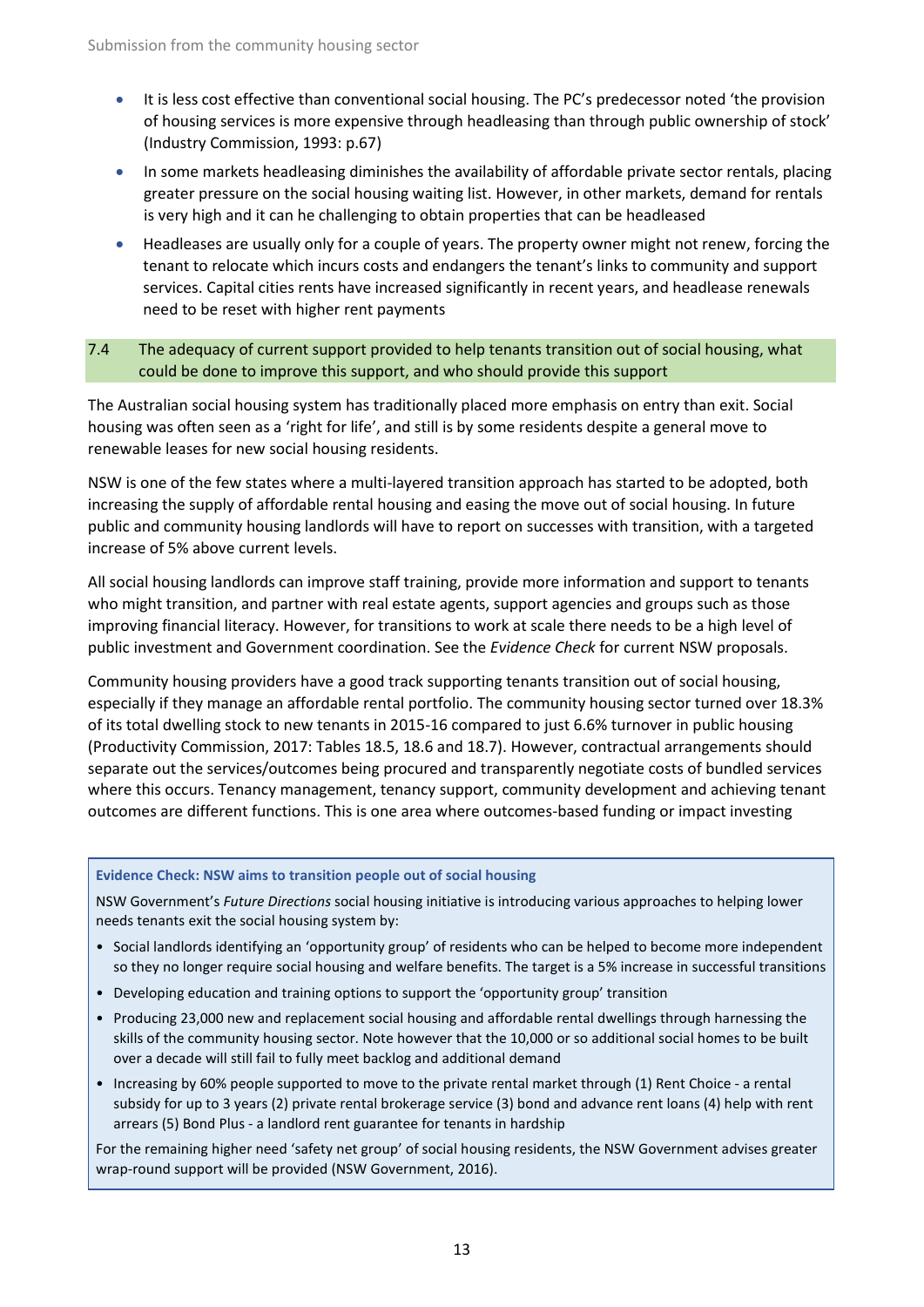- It is less cost effective than conventional social housing. The PC's predecessor noted 'the provision of housing services is more expensive through headleasing than through public ownership of stock' (Industry Commission, 1993: p.67)
- In some markets headleasing diminishes the availability of affordable private sector rentals, placing greater pressure on the social housing waiting list. However, in other markets, demand for rentals is very high and it can he challenging to obtain properties that can be headleased
- Headleases are usually only for a couple of years. The property owner might not renew, forcing the tenant to relocate which incurs costs and endangers the tenant's links to community and support services. Capital cities rents have increased significantly in recent years, and headlease renewals need to be reset with higher rent payments

## 7.4 The adequacy of current support provided to help tenants transition out of social housing, what could be done to improve this support, and who should provide this support

The Australian social housing system has traditionally placed more emphasis on entry than exit. Social housing was often seen as a 'right for life', and still is by some residents despite a general move to renewable leases for new social housing residents.

NSW is one of the few states where a multi-layered transition approach has started to be adopted, both increasing the supply of affordable rental housing and easing the move out of social housing. In future public and community housing landlords will have to report on successes with transition, with a targeted increase of 5% above current levels.

All social housing landlords can improve staff training, provide more information and support to tenants who might transition, and partner with real estate agents, support agencies and groups such as those improving financial literacy. However, for transitions to work at scale there needs to be a high level of public investment and Government coordination. See the *Evidence Check* for current NSW proposals.

Community housing providers have a good track supporting tenants transition out of social housing, especially if they manage an affordable rental portfolio. The community housing sector turned over 18.3% of its total dwelling stock to new tenants in 2015-16 compared to just 6.6% turnover in public housing (Productivity Commission, 2017: Tables 18.5, 18.6 and 18.7). However, contractual arrangements should separate out the services/outcomes being procured and transparently negotiate costs of bundled services where this occurs. Tenancy management, tenancy support, community development and achieving tenant outcomes are different functions. This is one area where outcomes-based funding or impact investing

**Evidence Check: NSW aims to transition people out of social housing**

NSW Government's *Future Directions* social housing initiative is introducing various approaches to helping lower needs tenants exit the social housing system by:

- Social landlords identifying an 'opportunity group' of residents who can be helped to become more independent so they no longer require social housing and welfare benefits. The target is a 5% increase in successful transitions
- Developing education and training options to support the 'opportunity group' transition
- Producing 23,000 new and replacement social housing and affordable rental dwellings through harnessing the skills of the community housing sector. Note however that the 10,000 or so additional social homes to be built over a decade will still fail to fully meet backlog and additional demand
- Increasing by 60% people supported to move to the private rental market through (1) Rent Choice - a rental subsidy for up to 3 years (2) private rental brokerage service (3) bond and advance rent loans (4) help with rent arrears (5) Bond Plus - a landlord rent guarantee for tenants in hardship

For the remaining higher need 'safety net group' of social housing residents, the NSW Government advises greater wrap-round support will be provided (NSW Government, 2016).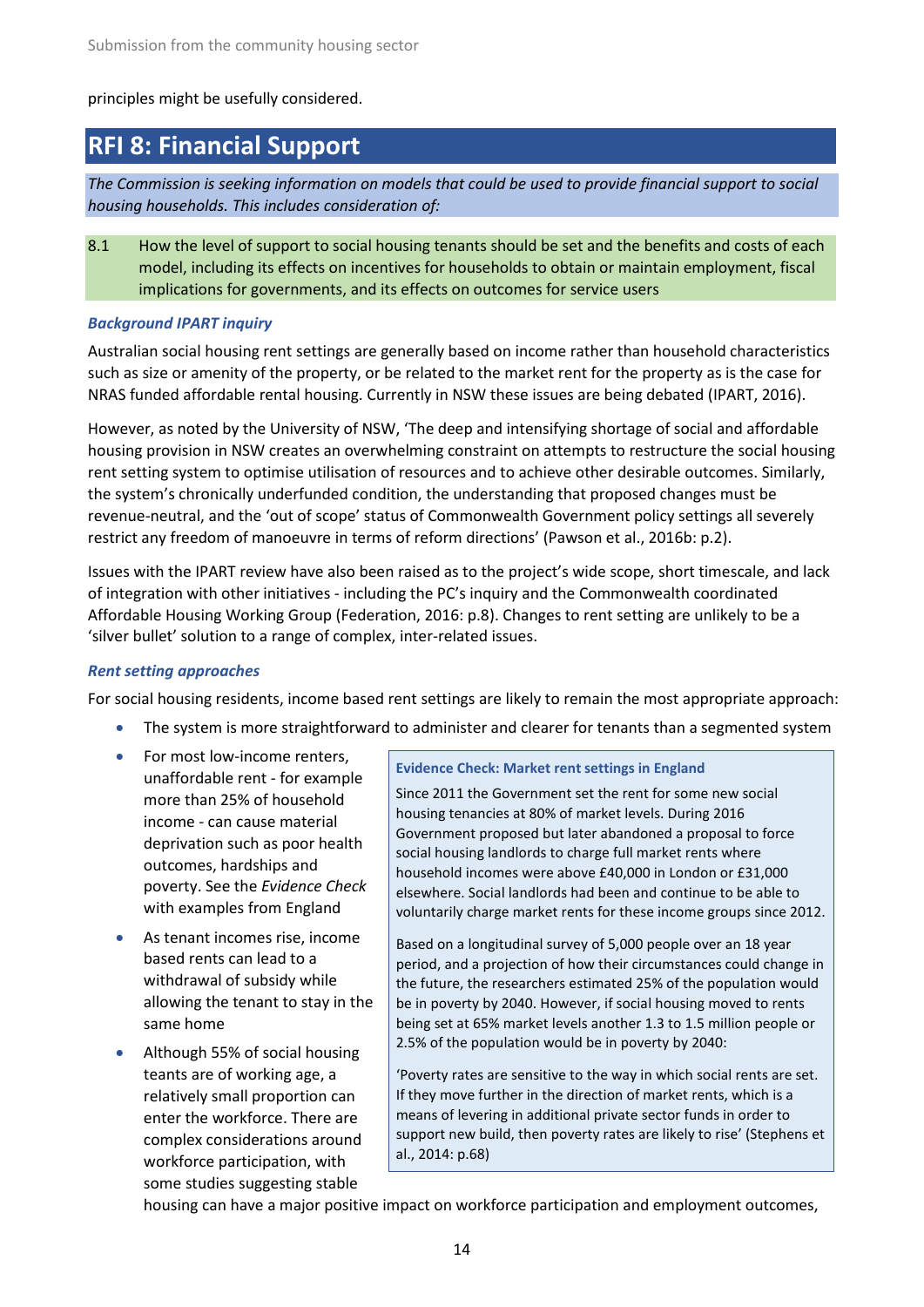principles might be usefully considered.

## RFI 8: Financial Support

*The Commission is seeking information on models that could be used to provide financial support to social housing households. This includes consideration of:*

8.1 How the level of support to social housing tenants should be set and the benefits and costs of each model, including its effects on incentives for households to obtain or maintain employment, fiscal implications for governments, and its effects on outcomes for service users

### *Background IPART inquiry*

Australian social housing rent settings are generally based on income rather than household characteristics such as size or amenity of the property, or be related to the market rent for the property as is the case for NRAS funded affordable rental housing. Currently in NSW these issues are being debated (IPART, 2016).

However, as noted by the University of NSW, 'The deep and intensifying shortage of social and affordable housing provision in NSW creates an overwhelming constraint on attempts to restructure the social housing rent setting system to optimise utilisation of resources and to achieve other desirable outcomes. Similarly, the system's chronically underfunded condition, the understanding that proposed changes must be revenue-neutral, and the 'out of scope' status of Commonwealth Government policy settings all severely restrict any freedom of manoeuvre in terms of reform directions' (Pawson et al., 2016b: p.2).

Issues with the IPART review have also been raised as to the project's wide scope, short timescale, and lack of integration with other initiatives - including the PC's inquiry and the Commonwealth coordinated Affordable Housing Working Group (Federation, 2016: p.8). Changes to rent setting are unlikely to be a 'silver bullet' solution to a range of complex, inter-related issues.

### *Rent setting approaches*

For social housing residents, income based rent settings are likely to remain the most appropriate approach:

- The system is more straightforward to administer and clearer for tenants than a segmented system
- For most low-income renters, unaffordable rent - for example more than 25% of household income - can cause material deprivation such as poor health outcomes, hardships and poverty. See the *Evidence Check* with examples from England
- As tenant incomes rise, income based rents can lead to a withdrawal of subsidy while allowing the tenant to stay in the same home
- Although 55% of social housing teants are of working age, a relatively small proportion can enter the workforce. There are complex considerations around workforce participation, with some studies suggesting stable housing can have a major positive impact on workforce participation and employment outcomes,

> **Evidence Check: Market rent settings in England**
>
> Since 2011 the Government set the rent for some new social housing tenancies at 80% of market levels. During 2016 Government proposed but later abandoned a proposal to force social housing landlords to charge full market rents where household incomes were above £40,000 in London or £31,000 elsewhere. Social landlords had been and continue to be able to voluntarily charge market rents for these income groups since 2012.
>
> Based on a longitudinal survey of 5,000 people over an 18 year period, and a projection of how their circumstances could change in the future, the researchers estimated 25% of the population would be in poverty by 2040. However, if social housing moved to rents being set at 65% market levels another 1.3 to 1.5 million people or 2.5% of the population would be in poverty by 2040:
>
> 'Poverty rates are sensitive to the way in which social rents are set. If they move further in the direction of market rents, which is a means of levering in additional private sector funds in order to support new build, then poverty rates are likely to rise' (Stephens et al., 2014: p.68)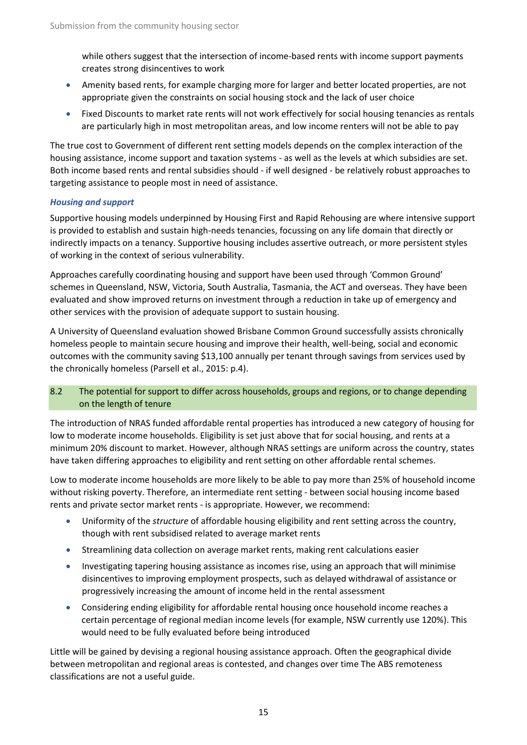while others suggest that the intersection of income-based rents with income support payments creates strong disincentives to work

- Amenity based rents, for example charging more for larger and better located properties, are not appropriate given the constraints on social housing stock and the lack of user choice
- Fixed Discounts to market rate rents will not work effectively for social housing tenancies as rentals are particularly high in most metropolitan areas, and low income renters will not be able to pay

The true cost to Government of different rent setting models depends on the complex interaction of the housing assistance, income support and taxation systems - as well as the levels at which subsidies are set. Both income based rents and rental subsidies should - if well designed - be relatively robust approaches to targeting assistance to people most in need of assistance.

### *Housing and support*

Supportive housing models underpinned by Housing First and Rapid Rehousing are where intensive support is provided to establish and sustain high-needs tenancies, focussing on any life domain that directly or indirectly impacts on a tenancy. Supportive housing includes assertive outreach, or more persistent styles of working in the context of serious vulnerability.

Approaches carefully coordinating housing and support have been used through 'Common Ground' schemes in Queensland, NSW, Victoria, South Australia, Tasmania, the ACT and overseas. They have been evaluated and show improved returns on investment through a reduction in take up of emergency and other services with the provision of adequate support to sustain housing.

A University of Queensland evaluation showed Brisbane Common Ground successfully assists chronically homeless people to maintain secure housing and improve their health, well-being, social and economic outcomes with the community saving $13,100 annually per tenant through savings from services used by the chronically homeless (Parsell et al., 2015: p.4).

## 8.2 The potential for support to differ across households, groups and regions, or to change depending on the length of tenure

The introduction of NRAS funded affordable rental properties has introduced a new category of housing for low to moderate income households. Eligibility is set just above that for social housing, and rents at a minimum 20% discount to market. However, although NRAS settings are uniform across the country, states have taken differing approaches to eligibility and rent setting on other affordable rental schemes.

Low to moderate income households are more likely to be able to pay more than 25% of household income without risking poverty. Therefore, an intermediate rent setting - between social housing income based rents and private sector market rents - is appropriate. However, we recommend:

- Uniformity of the *structure* of affordable housing eligibility and rent setting across the country, though with rent subsidised related to average market rents
- Streamlining data collection on average market rents, making rent calculations easier
- Investigating tapering housing assistance as incomes rise, using an approach that will minimise disincentives to improving employment prospects, such as delayed withdrawal of assistance or progressively increasing the amount of income held in the rental assessment
- Considering ending eligibility for affordable rental housing once household income reaches a certain percentage of regional median income levels (for example, NSW currently use 120%). This would need to be fully evaluated before being introduced

Little will be gained by devising a regional housing assistance approach. Often the geographical divide between metropolitan and regional areas is contested, and changes over time The ABS remoteness classifications are not a useful guide.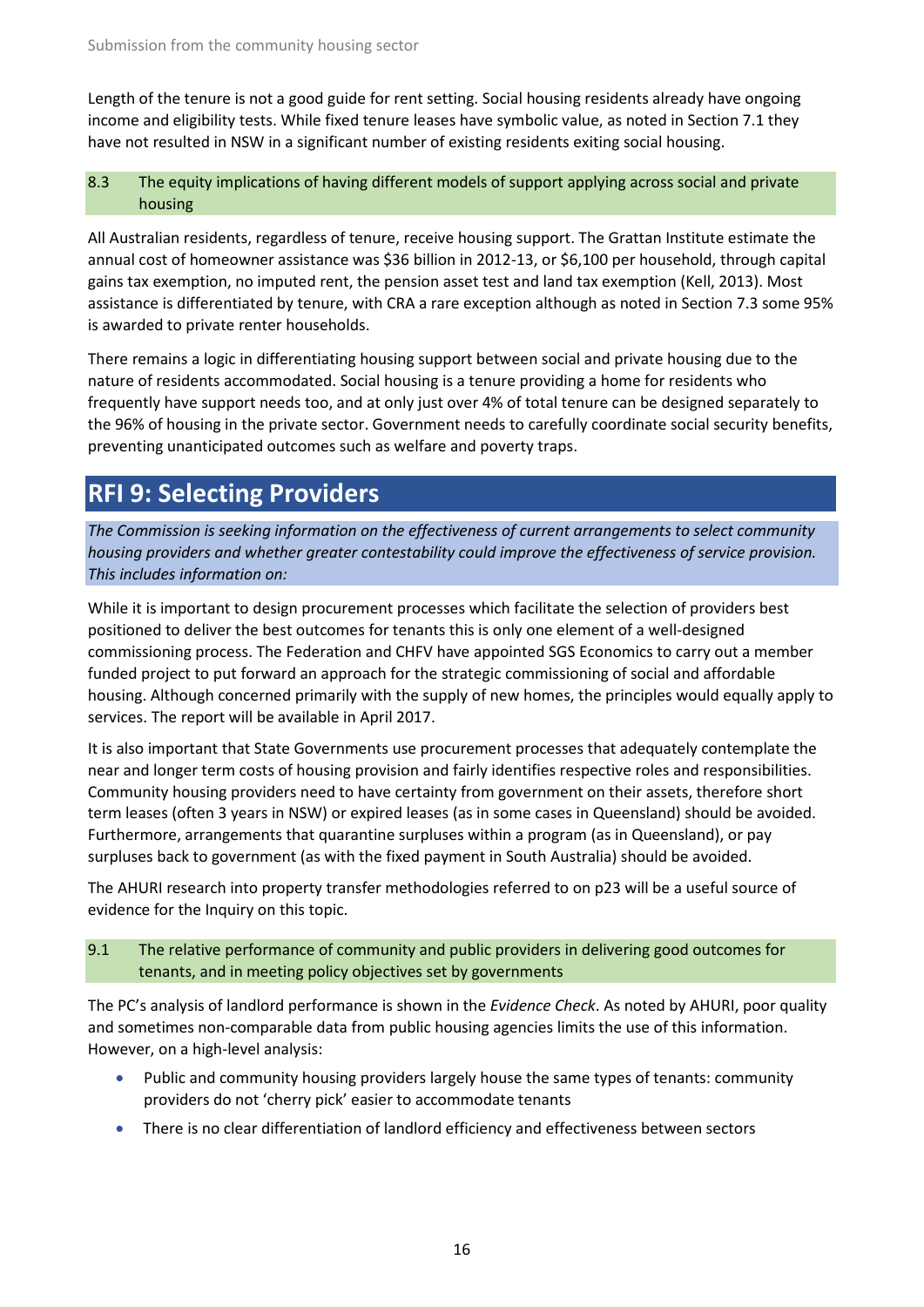Length of the tenure is not a good guide for rent setting. Social housing residents already have ongoing income and eligibility tests. While fixed tenure leases have symbolic value, as noted in Section 7.1 they have not resulted in NSW in a significant number of existing residents exiting social housing.

### 8.3 The equity implications of having different models of support applying across social and private housing

All Australian residents, regardless of tenure, receive housing support. The Grattan Institute estimate the annual cost of homeowner assistance was $36 billion in 2012-13, or $6,100 per household, through capital gains tax exemption, no imputed rent, the pension asset test and land tax exemption (Kell, 2013). Most assistance is differentiated by tenure, with CRA a rare exception although as noted in Section 7.3 some 95% is awarded to private renter households.

There remains a logic in differentiating housing support between social and private housing due to the nature of residents accommodated. Social housing is a tenure providing a home for residents who frequently have support needs too, and at only just over 4% of total tenure can be designed separately to the 96% of housing in the private sector. Government needs to carefully coordinate social security benefits, preventing unanticipated outcomes such as welfare and poverty traps.

## RFI 9: Selecting Providers

*The Commission is seeking information on the effectiveness of current arrangements to select community housing providers and whether greater contestability could improve the effectiveness of service provision. This includes information on:*

While it is important to design procurement processes which facilitate the selection of providers best positioned to deliver the best outcomes for tenants this is only one element of a well-designed commissioning process. The Federation and CHFV have appointed SGS Economics to carry out a member funded project to put forward an approach for the strategic commissioning of social and affordable housing. Although concerned primarily with the supply of new homes, the principles would equally apply to services. The report will be available in April 2017.

It is also important that State Governments use procurement processes that adequately contemplate the near and longer term costs of housing provision and fairly identifies respective roles and responsibilities. Community housing providers need to have certainty from government on their assets, therefore short term leases (often 3 years in NSW) or expired leases (as in some cases in Queensland) should be avoided. Furthermore, arrangements that quarantine surpluses within a program (as in Queensland), or pay surpluses back to government (as with the fixed payment in South Australia) should be avoided.

The AHURI research into property transfer methodologies referred to on p23 will be a useful source of evidence for the Inquiry on this topic.

### 9.1 The relative performance of community and public providers in delivering good outcomes for tenants, and in meeting policy objectives set by governments

The PC's analysis of landlord performance is shown in the *Evidence Check*. As noted by AHURI, poor quality and sometimes non-comparable data from public housing agencies limits the use of this information. However, on a high-level analysis:

- Public and community housing providers largely house the same types of tenants: community providers do not 'cherry pick' easier to accommodate tenants
- There is no clear differentiation of landlord efficiency and effectiveness between sectors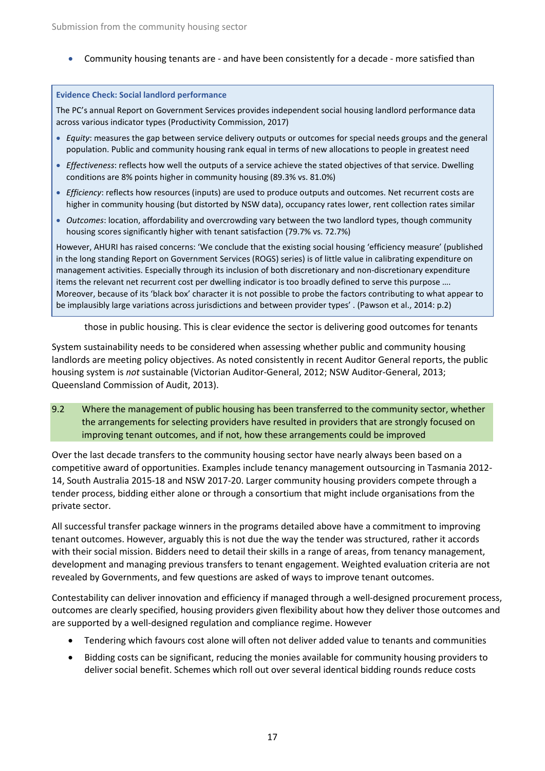- Community housing tenants are - and have been consistently for a decade - more satisfied than those in public housing. This is clear evidence the sector is delivering good outcomes for tenants

> **Evidence Check: Social landlord performance**
>
> The PC's annual Report on Government Services provides independent social housing landlord performance data across various indicator types (Productivity Commission, 2017)
>
> - *Equity*: measures the gap between service delivery outputs or outcomes for special needs groups and the general population. Public and community housing rank equal in terms of new allocations to people in greatest need
> - *Effectiveness*: reflects how well the outputs of a service achieve the stated objectives of that service. Dwelling conditions are 8% points higher in community housing (89.3% vs. 81.0%)
> - *Efficiency*: reflects how resources (inputs) are used to produce outputs and outcomes. Net recurrent costs are higher in community housing (but distorted by NSW data), occupancy rates lower, rent collection rates similar
> - *Outcomes*: location, affordability and overcrowding vary between the two landlord types, though community housing scores significantly higher with tenant satisfaction (79.7% vs. 72.7%)
>
> However, AHURI has raised concerns: 'We conclude that the existing social housing 'efficiency measure' (published in the long standing Report on Government Services (ROGS) series) is of little value in calibrating expenditure on management activities. Especially through its inclusion of both discretionary and non-discretionary expenditure items the relevant net recurrent cost per dwelling indicator is too broadly defined to serve this purpose …. Moreover, because of its 'black box' character it is not possible to probe the factors contributing to what appear to be implausibly large variations across jurisdictions and between provider types' . (Pawson et al., 2014: p.2)

System sustainability needs to be considered when assessing whether public and community housing landlords are meeting policy objectives. As noted consistently in recent Auditor General reports, the public housing system is *not* sustainable (Victorian Auditor-General, 2012; NSW Auditor-General, 2013; Queensland Commission of Audit, 2013).

### 9.2 Where the management of public housing has been transferred to the community sector, whether the arrangements for selecting providers have resulted in providers that are strongly focused on improving tenant outcomes, and if not, how these arrangements could be improved

Over the last decade transfers to the community housing sector have nearly always been based on a competitive award of opportunities. Examples include tenancy management outsourcing in Tasmania 2012-14, South Australia 2015-18 and NSW 2017-20. Larger community housing providers compete through a tender process, bidding either alone or through a consortium that might include organisations from the private sector.

All successful transfer package winners in the programs detailed above have a commitment to improving tenant outcomes. However, arguably this is not due the way the tender was structured, rather it accords with their social mission. Bidders need to detail their skills in a range of areas, from tenancy management, development and managing previous transfers to tenant engagement. Weighted evaluation criteria are not revealed by Governments, and few questions are asked of ways to improve tenant outcomes.

Contestability can deliver innovation and efficiency if managed through a well-designed procurement process, outcomes are clearly specified, housing providers given flexibility about how they deliver those outcomes and are supported by a well-designed regulation and compliance regime. However

- Tendering which favours cost alone will often not deliver added value to tenants and communities
- Bidding costs can be significant, reducing the monies available for community housing providers to deliver social benefit. Schemes which roll out over several identical bidding rounds reduce costs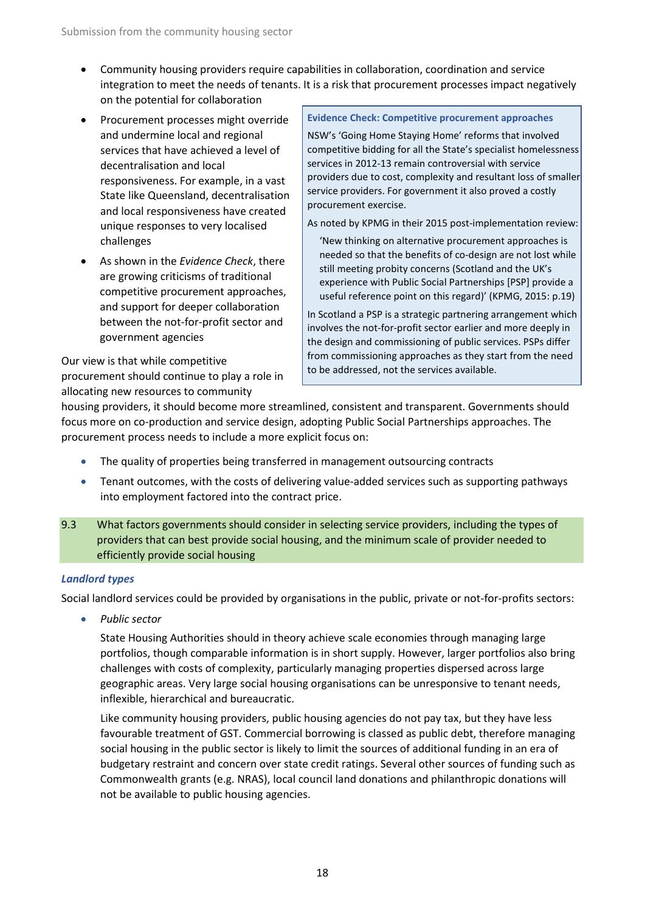- Community housing providers require capabilities in collaboration, coordination and service integration to meet the needs of tenants. It is a risk that procurement processes impact negatively on the potential for collaboration
- Procurement processes might override and undermine local and regional services that have achieved a level of decentralisation and local responsiveness. For example, in a vast State like Queensland, decentralisation and local responsiveness have created unique responses to very localised challenges
- As shown in the *Evidence Check*, there are growing criticisms of traditional competitive procurement approaches, and support for deeper collaboration between the not-for-profit sector and government agencies

> **Evidence Check: Competitive procurement approaches**
>
> NSW's 'Going Home Staying Home' reforms that involved competitive bidding for all the State's specialist homelessness services in 2012-13 remain controversial with service providers due to cost, complexity and resultant loss of smaller service providers. For government it also proved a costly procurement exercise.
>
> As noted by KPMG in their 2015 post-implementation review:
>
> > 'New thinking on alternative procurement approaches is needed so that the benefits of co-design are not lost while still meeting probity concerns (Scotland and the UK's experience with Public Social Partnerships [PSP] provide a useful reference point on this regard)' (KPMG, 2015: p.19)
>
> In Scotland a PSP is a strategic partnering arrangement which involves the not-for-profit sector earlier and more deeply in the design and commissioning of public services. PSPs differ from commissioning approaches as they start from the need to be addressed, not the services available.

Our view is that while competitive procurement should continue to play a role in allocating new resources to community housing providers, it should become more streamlined, consistent and transparent. Governments should focus more on co-production and service design, adopting Public Social Partnerships approaches. The procurement process needs to include a more explicit focus on:

- The quality of properties being transferred in management outsourcing contracts
- Tenant outcomes, with the costs of delivering value-added services such as supporting pathways into employment factored into the contract price.

## 9.3 What factors governments should consider in selecting service providers, including the types of providers that can best provide social housing, and the minimum scale of provider needed to efficiently provide social housing

### *Landlord types*

Social landlord services could be provided by organisations in the public, private or not-for-profits sectors:

- *Public sector*

  State Housing Authorities should in theory achieve scale economies through managing large portfolios, though comparable information is in short supply. However, larger portfolios also bring challenges with costs of complexity, particularly managing properties dispersed across large geographic areas. Very large social housing organisations can be unresponsive to tenant needs, inflexible, hierarchical and bureaucratic.

  Like community housing providers, public housing agencies do not pay tax, but they have less favourable treatment of GST. Commercial borrowing is classed as public debt, therefore managing social housing in the public sector is likely to limit the sources of additional funding in an era of budgetary restraint and concern over state credit ratings. Several other sources of funding such as Commonwealth grants (e.g. NRAS), local council land donations and philanthropic donations will not be available to public housing agencies.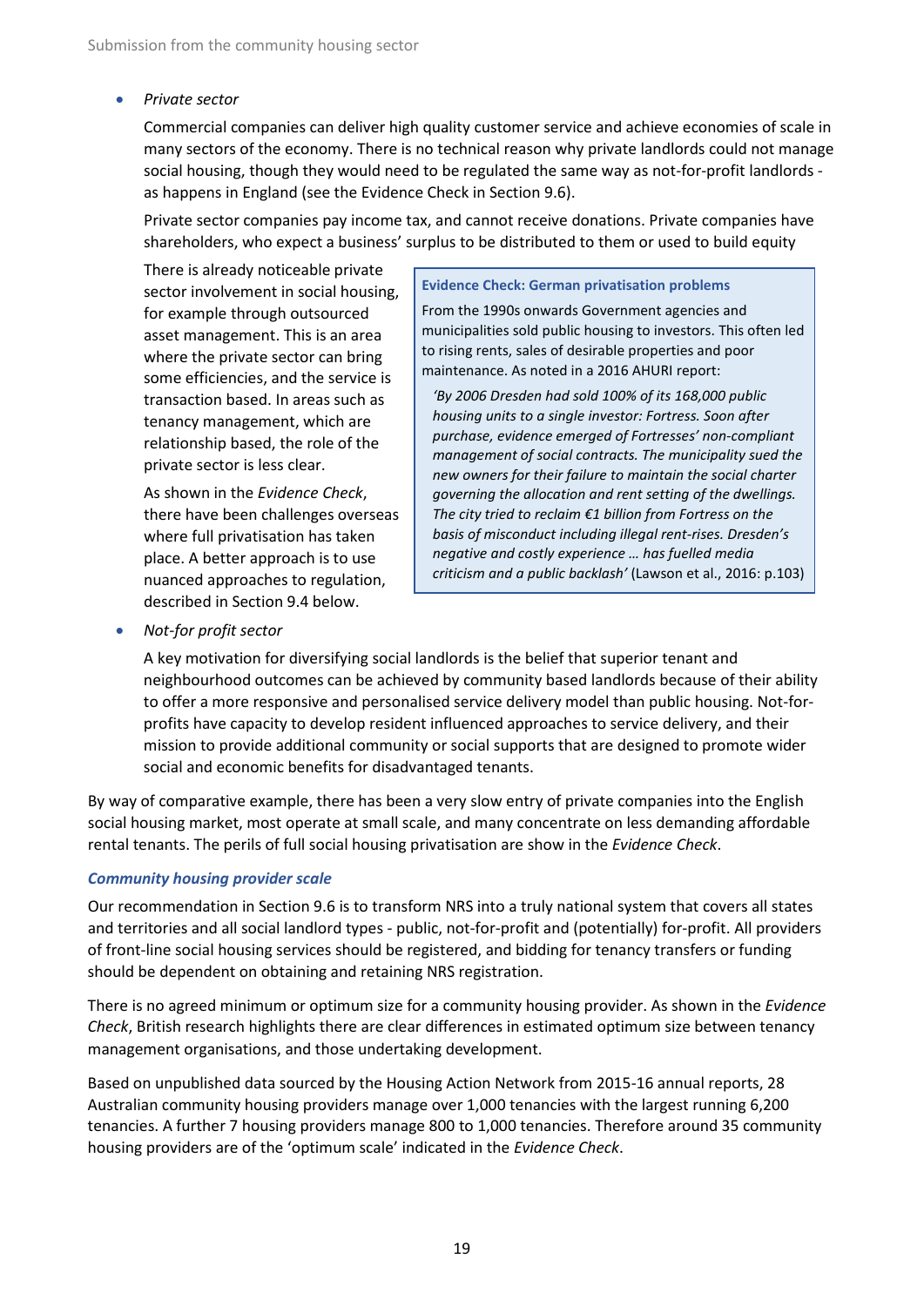- *Private sector*

  Commercial companies can deliver high quality customer service and achieve economies of scale in many sectors of the economy. There is no technical reason why private landlords could not manage social housing, though they would need to be regulated the same way as not-for-profit landlords - as happens in England (see the Evidence Check in Section 9.6).

  Private sector companies pay income tax, and cannot receive donations. Private companies have shareholders, who expect a business' surplus to be distributed to them or used to build equity

  There is already noticeable private sector involvement in social housing, for example through outsourced asset management. This is an area where the private sector can bring some efficiencies, and the service is transaction based. In areas such as tenancy management, which are relationship based, the role of the private sector is less clear.

  As shown in the *Evidence Check*, there have been challenges overseas where full privatisation has taken place. A better approach is to use nuanced approaches to regulation, described in Section 9.4 below.

> **Evidence Check: German privatisation problems**
>
> From the 1990s onwards Government agencies and municipalities sold public housing to investors. This often led to rising rents, sales of desirable properties and poor maintenance. As noted in a 2016 AHURI report:
>
> *'By 2006 Dresden had sold 100% of its 168,000 public housing units to a single investor: Fortress. Soon after purchase, evidence emerged of Fortresses' non-compliant management of social contracts. The municipality sued the new owners for their failure to maintain the social charter governing the allocation and rent setting of the dwellings. The city tried to reclaim €1 billion from Fortress on the basis of misconduct including illegal rent-rises. Dresden's negative and costly experience … has fuelled media criticism and a public backlash'* (Lawson et al., 2016: p.103)

- *Not-for profit sector*

  A key motivation for diversifying social landlords is the belief that superior tenant and neighbourhood outcomes can be achieved by community based landlords because of their ability to offer a more responsive and personalised service delivery model than public housing. Not-for-profits have capacity to develop resident influenced approaches to service delivery, and their mission to provide additional community or social supports that are designed to promote wider social and economic benefits for disadvantaged tenants.

By way of comparative example, there has been a very slow entry of private companies into the English social housing market, most operate at small scale, and many concentrate on less demanding affordable rental tenants. The perils of full social housing privatisation are show in the *Evidence Check*.

### *Community housing provider scale*

Our recommendation in Section 9.6 is to transform NRS into a truly national system that covers all states and territories and all social landlord types - public, not-for-profit and (potentially) for-profit. All providers of front-line social housing services should be registered, and bidding for tenancy transfers or funding should be dependent on obtaining and retaining NRS registration.

There is no agreed minimum or optimum size for a community housing provider. As shown in the *Evidence Check*, British research highlights there are clear differences in estimated optimum size between tenancy management organisations, and those undertaking development.

Based on unpublished data sourced by the Housing Action Network from 2015-16 annual reports, 28 Australian community housing providers manage over 1,000 tenancies with the largest running 6,200 tenancies. A further 7 housing providers manage 800 to 1,000 tenancies. Therefore around 35 community housing providers are of the 'optimum scale' indicated in the *Evidence Check*.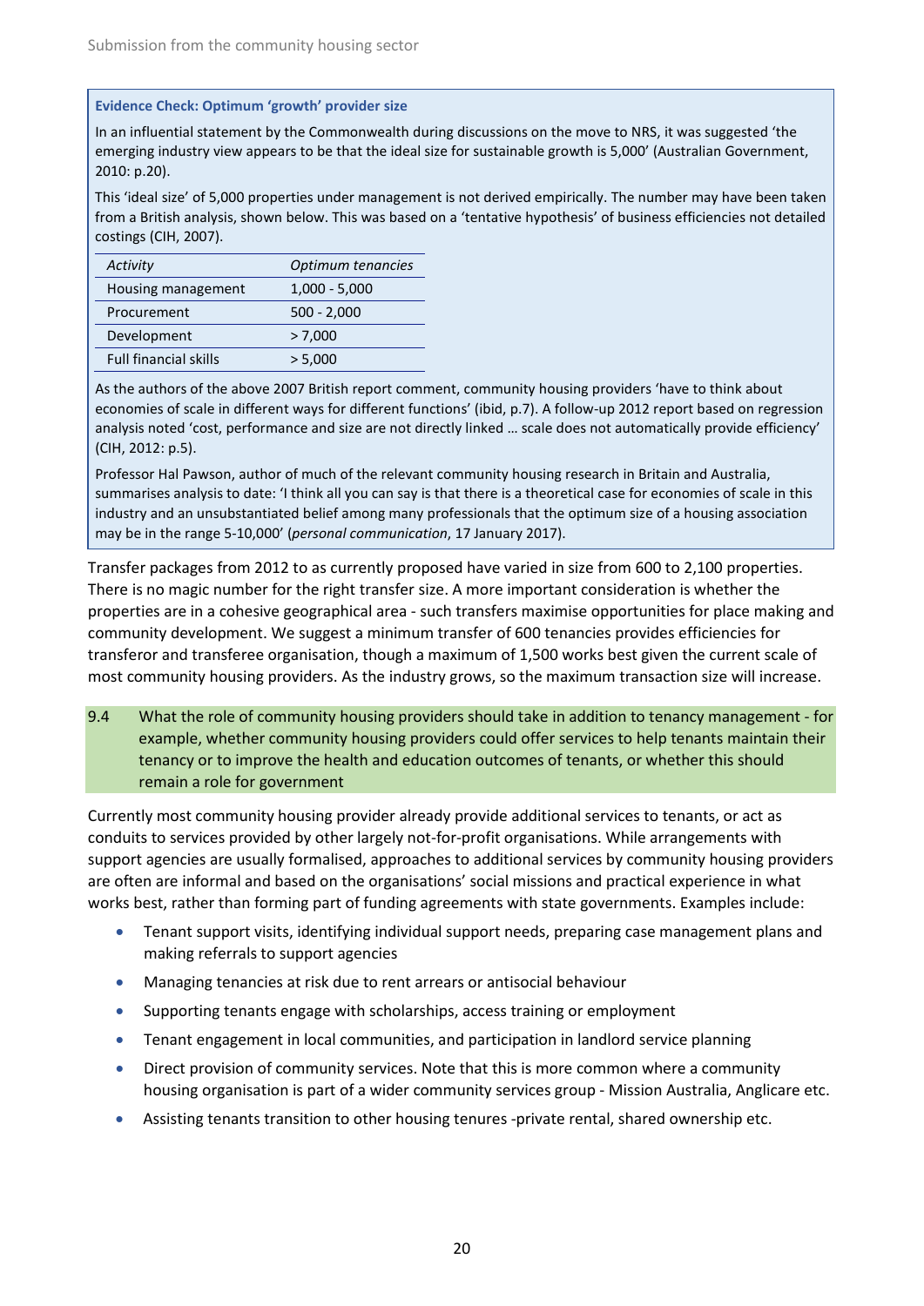**Evidence Check: Optimum 'growth' provider size**

In an influential statement by the Commonwealth during discussions on the move to NRS, it was suggested 'the emerging industry view appears to be that the ideal size for sustainable growth is 5,000' (Australian Government, 2010: p.20).

This 'ideal size' of 5,000 properties under management is not derived empirically. The number may have been taken from a British analysis, shown below. This was based on a 'tentative hypothesis' of business efficiencies not detailed costings (CIH, 2007).

| *Activity* | *Optimum tenancies* |
|---|---|
| Housing management | 1,000 - 5,000 |
| Procurement | 500 - 2,000 |
| Development | > 7,000 |
| Full financial skills | > 5,000 |

As the authors of the above 2007 British report comment, community housing providers 'have to think about economies of scale in different ways for different functions' (ibid, p.7). A follow-up 2012 report based on regression analysis noted 'cost, performance and size are not directly linked … scale does not automatically provide efficiency' (CIH, 2012: p.5).

Professor Hal Pawson, author of much of the relevant community housing research in Britain and Australia, summarises analysis to date: 'I think all you can say is that there is a theoretical case for economies of scale in this industry and an unsubstantiated belief among many professionals that the optimum size of a housing association may be in the range 5-10,000' (*personal communication*, 17 January 2017).

Transfer packages from 2012 to as currently proposed have varied in size from 600 to 2,100 properties. There is no magic number for the right transfer size. A more important consideration is whether the properties are in a cohesive geographical area - such transfers maximise opportunities for place making and community development. We suggest a minimum transfer of 600 tenancies provides efficiencies for transferor and transferee organisation, though a maximum of 1,500 works best given the current scale of most community housing providers. As the industry grows, so the maximum transaction size will increase.

**9.4 What the role of community housing providers should take in addition to tenancy management - for example, whether community housing providers could offer services to help tenants maintain their tenancy or to improve the health and education outcomes of tenants, or whether this should remain a role for government**

Currently most community housing provider already provide additional services to tenants, or act as conduits to services provided by other largely not-for-profit organisations. While arrangements with support agencies are usually formalised, approaches to additional services by community housing providers are often are informal and based on the organisations' social missions and practical experience in what works best, rather than forming part of funding agreements with state governments. Examples include:

- Tenant support visits, identifying individual support needs, preparing case management plans and making referrals to support agencies
- Managing tenancies at risk due to rent arrears or antisocial behaviour
- Supporting tenants engage with scholarships, access training or employment
- Tenant engagement in local communities, and participation in landlord service planning
- Direct provision of community services. Note that this is more common where a community housing organisation is part of a wider community services group - Mission Australia, Anglicare etc.
- Assisting tenants transition to other housing tenures -private rental, shared ownership etc.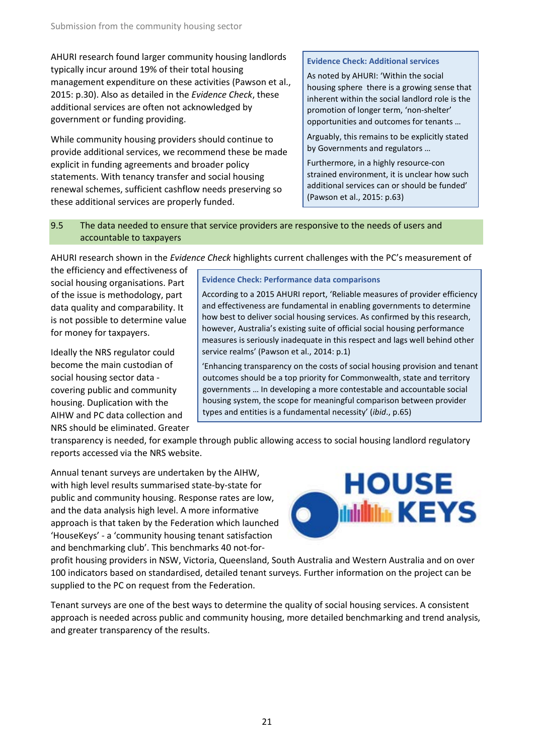AHURI research found larger community housing landlords typically incur around 19% of their total housing management expenditure on these activities (Pawson et al., 2015: p.30). Also as detailed in the *Evidence Check*, these additional services are often not acknowledged by government or funding providing.

While community housing providers should continue to provide additional services, we recommend these be made explicit in funding agreements and broader policy statements. With tenancy transfer and social housing renewal schemes, sufficient cashflow needs preserving so these additional services are properly funded.

> **Evidence Check: Additional services**
>
> As noted by AHURI: 'Within the social housing sphere there is a growing sense that inherent within the social landlord role is the promotion of longer term, 'non-shelter' opportunities and outcomes for tenants …
>
> Arguably, this remains to be explicitly stated by Governments and regulators …
>
> Furthermore, in a highly resource-con strained environment, it is unclear how such additional services can or should be funded' (Pawson et al., 2015: p.63)

## 9.5 The data needed to ensure that service providers are responsive to the needs of users and accountable to taxpayers

AHURI research shown in the *Evidence Check* highlights current challenges with the PC's measurement of the efficiency and effectiveness of social housing organisations. Part of the issue is methodology, part data quality and comparability. It is not possible to determine value for money for taxpayers.

> **Evidence Check: Performance data comparisons**
>
> According to a 2015 AHURI report, 'Reliable measures of provider efficiency and effectiveness are fundamental in enabling governments to determine how best to deliver social housing services. As confirmed by this research, however, Australia's existing suite of official social housing performance measures is seriously inadequate in this respect and lags well behind other service realms' (Pawson et al., 2014: p.1)
>
> 'Enhancing transparency on the costs of social housing provision and tenant outcomes should be a top priority for Commonwealth, state and territory governments … In developing a more contestable and accountable social housing system, the scope for meaningful comparison between provider types and entities is a fundamental necessity' (*ibid*., p.65)

Ideally the NRS regulator could become the main custodian of social housing sector data - covering public and community housing. Duplication with the AIHW and PC data collection and NRS should be eliminated. Greater transparency is needed, for example through public allowing access to social housing landlord regulatory reports accessed via the NRS website.

Annual tenant surveys are undertaken by the AIHW, with high level results summarised state-by-state for public and community housing. Response rates are low, and the data analysis high level. A more informative approach is that taken by the Federation which launched 'HouseKeys' - a 'community housing tenant satisfaction and benchmarking club'. This benchmarks 40 not-for-profit housing providers in NSW, Victoria, Queensland, South Australia and Western Australia and on over 100 indicators based on standardised, detailed tenant surveys. Further information on the project can be supplied to the PC on request from the Federation.

Tenant surveys are one of the best ways to determine the quality of social housing services. A consistent approach is needed across public and community housing, more detailed benchmarking and trend analysis, and greater transparency of the results.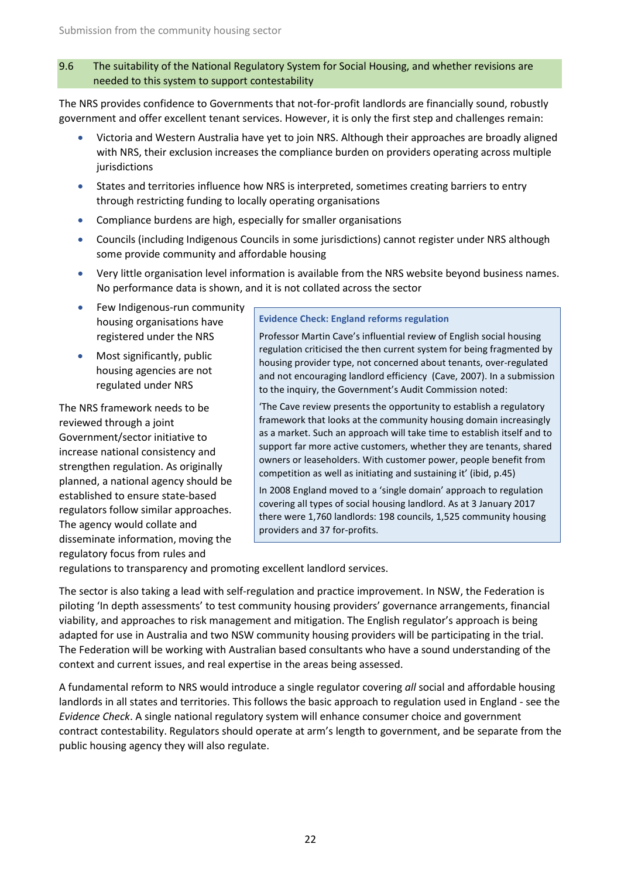## 9.6 The suitability of the National Regulatory System for Social Housing, and whether revisions are needed to this system to support contestability

The NRS provides confidence to Governments that not-for-profit landlords are financially sound, robustly government and offer excellent tenant services. However, it is only the first step and challenges remain:

- Victoria and Western Australia have yet to join NRS. Although their approaches are broadly aligned with NRS, their exclusion increases the compliance burden on providers operating across multiple jurisdictions
- States and territories influence how NRS is interpreted, sometimes creating barriers to entry through restricting funding to locally operating organisations
- Compliance burdens are high, especially for smaller organisations
- Councils (including Indigenous Councils in some jurisdictions) cannot register under NRS although some provide community and affordable housing
- Very little organisation level information is available from the NRS website beyond business names. No performance data is shown, and it is not collated across the sector
- Few Indigenous-run community housing organisations have registered under the NRS
- Most significantly, public housing agencies are not regulated under NRS

The NRS framework needs to be reviewed through a joint Government/sector initiative to increase national consistency and strengthen regulation. As originally planned, a national agency should be established to ensure state-based regulators follow similar approaches. The agency would collate and disseminate information, moving the regulatory focus from rules and regulations to transparency and promoting excellent landlord services.

> **Evidence Check: England reforms regulation**
>
> Professor Martin Cave's influential review of English social housing regulation criticised the then current system for being fragmented by housing provider type, not concerned about tenants, over-regulated and not encouraging landlord efficiency (Cave, 2007). In a submission to the inquiry, the Government's Audit Commission noted:
>
> 'The Cave review presents the opportunity to establish a regulatory framework that looks at the community housing domain increasingly as a market. Such an approach will take time to establish itself and to support far more active customers, whether they are tenants, shared owners or leaseholders. With customer power, people benefit from competition as well as initiating and sustaining it' (ibid, p.45)
>
> In 2008 England moved to a 'single domain' approach to regulation covering all types of social housing landlord. As at 3 January 2017 there were 1,760 landlords: 198 councils, 1,525 community housing providers and 37 for-profits.

The sector is also taking a lead with self-regulation and practice improvement. In NSW, the Federation is piloting 'In depth assessments' to test community housing providers' governance arrangements, financial viability, and approaches to risk management and mitigation. The English regulator's approach is being adapted for use in Australia and two NSW community housing providers will be participating in the trial. The Federation will be working with Australian based consultants who have a sound understanding of the context and current issues, and real expertise in the areas being assessed.

A fundamental reform to NRS would introduce a single regulator covering *all* social and affordable housing landlords in all states and territories. This follows the basic approach to regulation used in England - see the *Evidence Check*. A single national regulatory system will enhance consumer choice and government contract contestability. Regulators should operate at arm's length to government, and be separate from the public housing agency they will also regulate.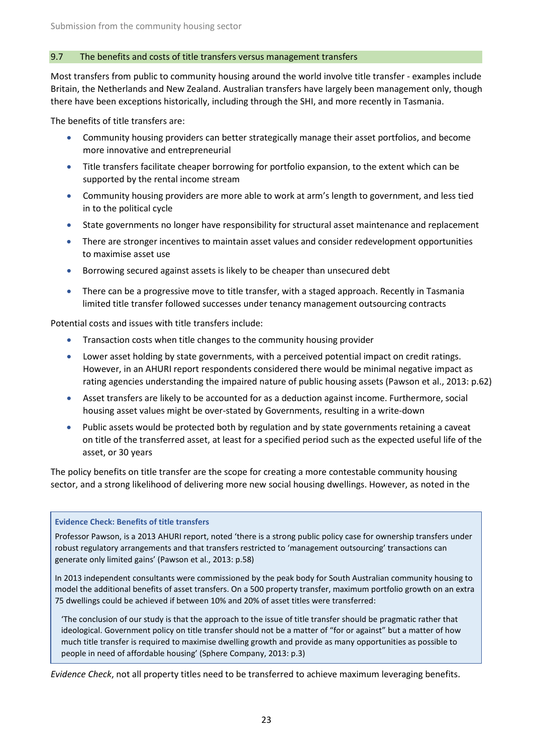## 9.7 The benefits and costs of title transfers versus management transfers

Most transfers from public to community housing around the world involve title transfer - examples include Britain, the Netherlands and New Zealand. Australian transfers have largely been management only, though there have been exceptions historically, including through the SHI, and more recently in Tasmania.

The benefits of title transfers are:

- Community housing providers can better strategically manage their asset portfolios, and become more innovative and entrepreneurial
- Title transfers facilitate cheaper borrowing for portfolio expansion, to the extent which can be supported by the rental income stream
- Community housing providers are more able to work at arm's length to government, and less tied in to the political cycle
- State governments no longer have responsibility for structural asset maintenance and replacement
- There are stronger incentives to maintain asset values and consider redevelopment opportunities to maximise asset use
- Borrowing secured against assets is likely to be cheaper than unsecured debt
- There can be a progressive move to title transfer, with a staged approach. Recently in Tasmania limited title transfer followed successes under tenancy management outsourcing contracts

Potential costs and issues with title transfers include:

- Transaction costs when title changes to the community housing provider
- Lower asset holding by state governments, with a perceived potential impact on credit ratings. However, in an AHURI report respondents considered there would be minimal negative impact as rating agencies understanding the impaired nature of public housing assets (Pawson et al., 2013: p.62)
- Asset transfers are likely to be accounted for as a deduction against income. Furthermore, social housing asset values might be over-stated by Governments, resulting in a write-down
- Public assets would be protected both by regulation and by state governments retaining a caveat on title of the transferred asset, at least for a specified period such as the expected useful life of the asset, or 30 years

The policy benefits on title transfer are the scope for creating a more contestable community housing sector, and a strong likelihood of delivering more new social housing dwellings. However, as noted in the *Evidence Check*, not all property titles need to be transferred to achieve maximum leveraging benefits.

> **Evidence Check: Benefits of title transfers**
>
> Professor Pawson, is a 2013 AHURI report, noted 'there is a strong public policy case for ownership transfers under robust regulatory arrangements and that transfers restricted to 'management outsourcing' transactions can generate only limited gains' (Pawson et al., 2013: p.58)
>
> In 2013 independent consultants were commissioned by the peak body for South Australian community housing to model the additional benefits of asset transfers. On a 500 property transfer, maximum portfolio growth on an extra 75 dwellings could be achieved if between 10% and 20% of asset titles were transferred:
>
> > 'The conclusion of our study is that the approach to the issue of title transfer should be pragmatic rather that ideological. Government policy on title transfer should not be a matter of "for or against" but a matter of how much title transfer is required to maximise dwelling growth and provide as many opportunities as possible to people in need of affordable housing' (Sphere Company, 2013: p.3)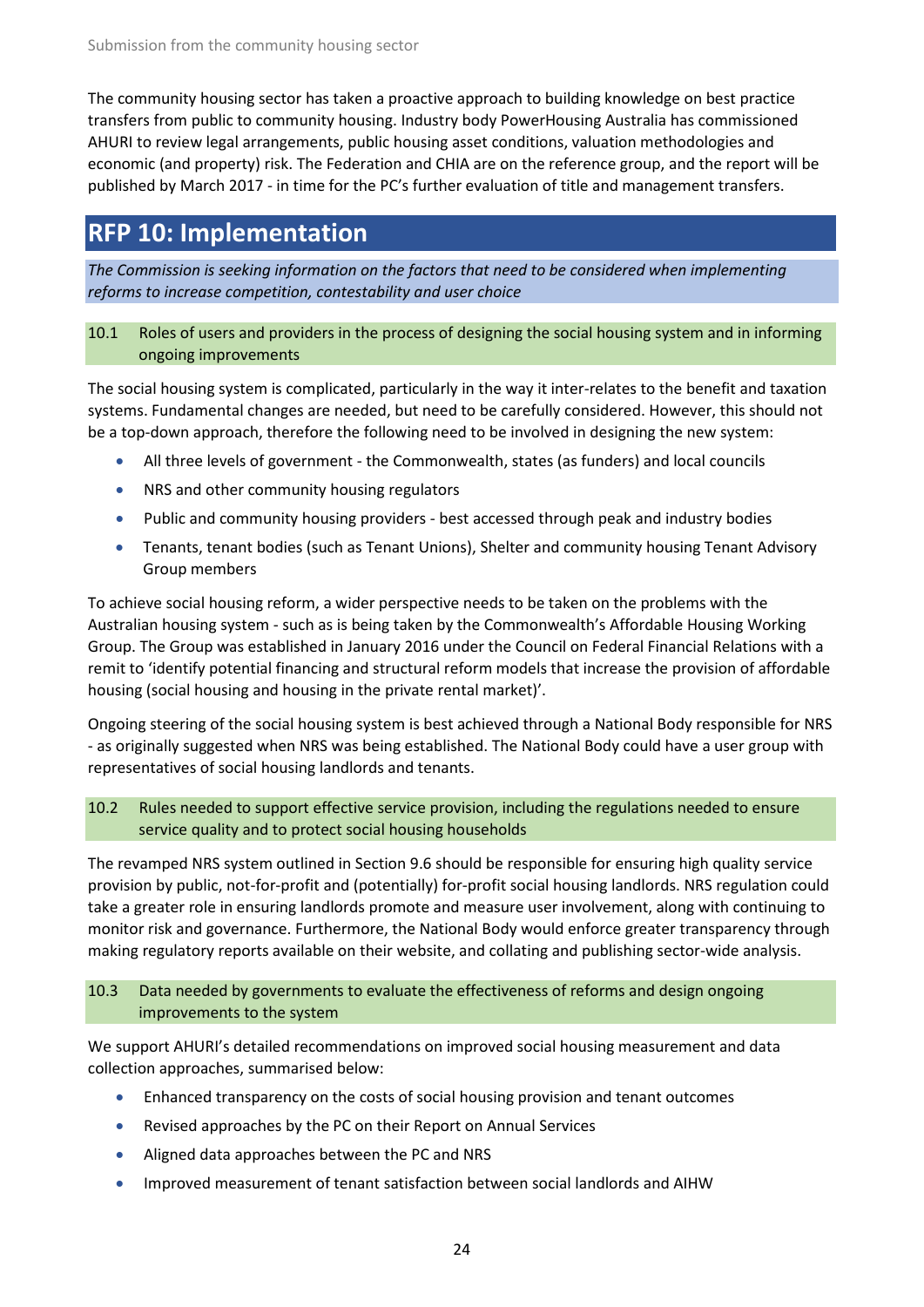The community housing sector has taken a proactive approach to building knowledge on best practice transfers from public to community housing. Industry body PowerHousing Australia has commissioned AHURI to review legal arrangements, public housing asset conditions, valuation methodologies and economic (and property) risk. The Federation and CHIA are on the reference group, and the report will be published by March 2017 - in time for the PC's further evaluation of title and management transfers.

## RFP 10: Implementation

*The Commission is seeking information on the factors that need to be considered when implementing reforms to increase competition, contestability and user choice*

### 10.1 Roles of users and providers in the process of designing the social housing system and in informing ongoing improvements

The social housing system is complicated, particularly in the way it inter-relates to the benefit and taxation systems. Fundamental changes are needed, but need to be carefully considered. However, this should not be a top-down approach, therefore the following need to be involved in designing the new system:

- All three levels of government - the Commonwealth, states (as funders) and local councils
- NRS and other community housing regulators
- Public and community housing providers - best accessed through peak and industry bodies
- Tenants, tenant bodies (such as Tenant Unions), Shelter and community housing Tenant Advisory Group members

To achieve social housing reform, a wider perspective needs to be taken on the problems with the Australian housing system - such as is being taken by the Commonwealth's Affordable Housing Working Group. The Group was established in January 2016 under the Council on Federal Financial Relations with a remit to 'identify potential financing and structural reform models that increase the provision of affordable housing (social housing and housing in the private rental market)'.

Ongoing steering of the social housing system is best achieved through a National Body responsible for NRS - as originally suggested when NRS was being established. The National Body could have a user group with representatives of social housing landlords and tenants.

### 10.2 Rules needed to support effective service provision, including the regulations needed to ensure service quality and to protect social housing households

The revamped NRS system outlined in Section 9.6 should be responsible for ensuring high quality service provision by public, not-for-profit and (potentially) for-profit social housing landlords. NRS regulation could take a greater role in ensuring landlords promote and measure user involvement, along with continuing to monitor risk and governance. Furthermore, the National Body would enforce greater transparency through making regulatory reports available on their website, and collating and publishing sector-wide analysis.

### 10.3 Data needed by governments to evaluate the effectiveness of reforms and design ongoing improvements to the system

We support AHURI's detailed recommendations on improved social housing measurement and data collection approaches, summarised below:

- Enhanced transparency on the costs of social housing provision and tenant outcomes
- Revised approaches by the PC on their Report on Annual Services
- Aligned data approaches between the PC and NRS
- Improved measurement of tenant satisfaction between social landlords and AIHW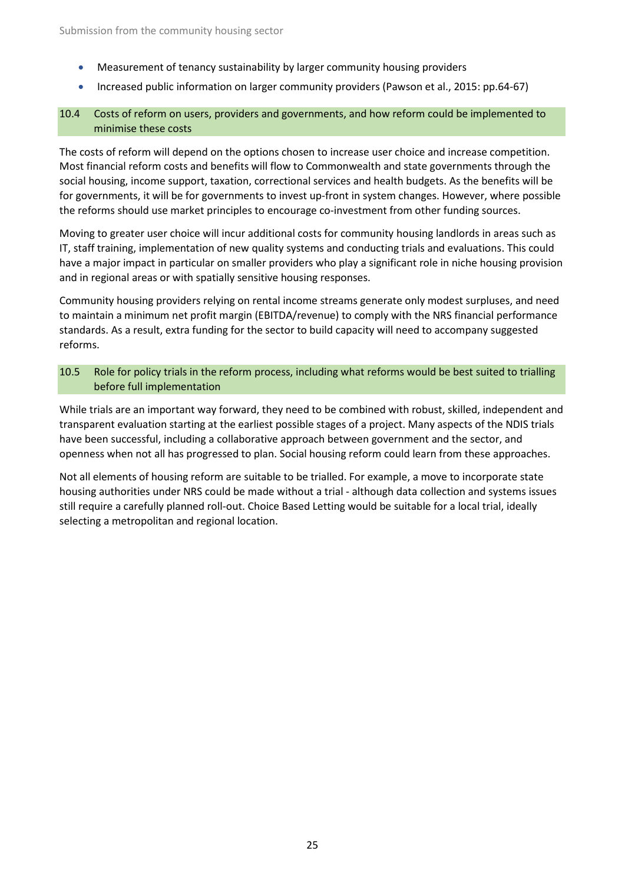- Measurement of tenancy sustainability by larger community housing providers
- Increased public information on larger community providers (Pawson et al., 2015: pp.64-67)

### 10.4 Costs of reform on users, providers and governments, and how reform could be implemented to minimise these costs

The costs of reform will depend on the options chosen to increase user choice and increase competition. Most financial reform costs and benefits will flow to Commonwealth and state governments through the social housing, income support, taxation, correctional services and health budgets. As the benefits will be for governments, it will be for governments to invest up-front in system changes. However, where possible the reforms should use market principles to encourage co-investment from other funding sources.

Moving to greater user choice will incur additional costs for community housing landlords in areas such as IT, staff training, implementation of new quality systems and conducting trials and evaluations. This could have a major impact in particular on smaller providers who play a significant role in niche housing provision and in regional areas or with spatially sensitive housing responses.

Community housing providers relying on rental income streams generate only modest surpluses, and need to maintain a minimum net profit margin (EBITDA/revenue) to comply with the NRS financial performance standards. As a result, extra funding for the sector to build capacity will need to accompany suggested reforms.

### 10.5 Role for policy trials in the reform process, including what reforms would be best suited to trialling before full implementation

While trials are an important way forward, they need to be combined with robust, skilled, independent and transparent evaluation starting at the earliest possible stages of a project. Many aspects of the NDIS trials have been successful, including a collaborative approach between government and the sector, and openness when not all has progressed to plan. Social housing reform could learn from these approaches.

Not all elements of housing reform are suitable to be trialled. For example, a move to incorporate state housing authorities under NRS could be made without a trial - although data collection and systems issues still require a carefully planned roll-out. Choice Based Letting would be suitable for a local trial, ideally selecting a metropolitan and regional location.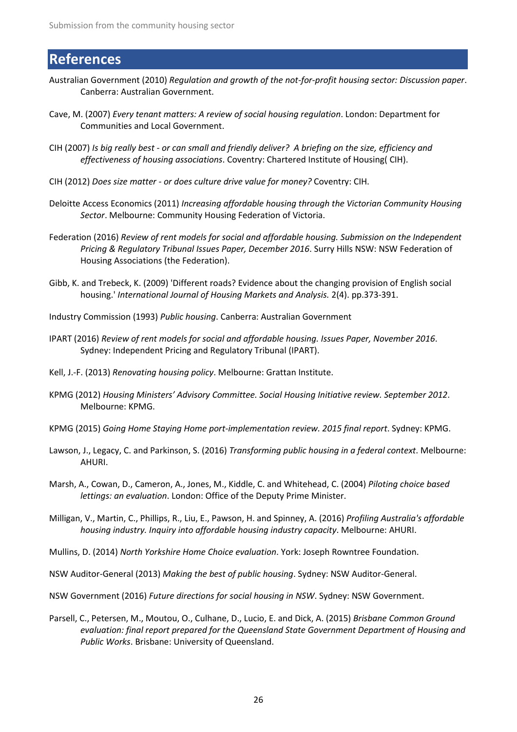# References

Australian Government (2010) *Regulation and growth of the not-for-profit housing sector: Discussion paper*. Canberra: Australian Government.

Cave, M. (2007) *Every tenant matters: A review of social housing regulation*. London: Department for Communities and Local Government.

CIH (2007) *Is big really best - or can small and friendly deliver? A briefing on the size, efficiency and effectiveness of housing associations*. Coventry: Chartered Institute of Housing( CIH).

CIH (2012) *Does size matter - or does culture drive value for money?* Coventry: CIH.

Deloitte Access Economics (2011) *Increasing affordable housing through the Victorian Community Housing Sector*. Melbourne: Community Housing Federation of Victoria.

Federation (2016) *Review of rent models for social and affordable housing. Submission on the Independent Pricing & Regulatory Tribunal Issues Paper, December 2016*. Surry Hills NSW: NSW Federation of Housing Associations (the Federation).

Gibb, K. and Trebeck, K. (2009) 'Different roads? Evidence about the changing provision of English social housing.' *International Journal of Housing Markets and Analysis.* 2(4). pp.373-391.

Industry Commission (1993) *Public housing*. Canberra: Australian Government

IPART (2016) *Review of rent models for social and affordable housing. Issues Paper, November 2016*. Sydney: Independent Pricing and Regulatory Tribunal (IPART).

Kell, J.-F. (2013) *Renovating housing policy*. Melbourne: Grattan Institute.

KPMG (2012) *Housing Ministers' Advisory Committee. Social Housing Initiative review. September 2012*. Melbourne: KPMG.

KPMG (2015) *Going Home Staying Home port-implementation review. 2015 final report*. Sydney: KPMG.

Lawson, J., Legacy, C. and Parkinson, S. (2016) *Transforming public housing in a federal context*. Melbourne: AHURI.

Marsh, A., Cowan, D., Cameron, A., Jones, M., Kiddle, C. and Whitehead, C. (2004) *Piloting choice based lettings: an evaluation*. London: Office of the Deputy Prime Minister.

Milligan, V., Martin, C., Phillips, R., Liu, E., Pawson, H. and Spinney, A. (2016) *Profiling Australia's affordable housing industry. Inquiry into affordable housing industry capacity*. Melbourne: AHURI.

Mullins, D. (2014) *North Yorkshire Home Choice evaluation*. York: Joseph Rowntree Foundation.

NSW Auditor-General (2013) *Making the best of public housing*. Sydney: NSW Auditor-General.

NSW Government (2016) *Future directions for social housing in NSW*. Sydney: NSW Government.

Parsell, C., Petersen, M., Moutou, O., Culhane, D., Lucio, E. and Dick, A. (2015) *Brisbane Common Ground evaluation: final report prepared for the Queensland State Government Department of Housing and Public Works*. Brisbane: University of Queensland.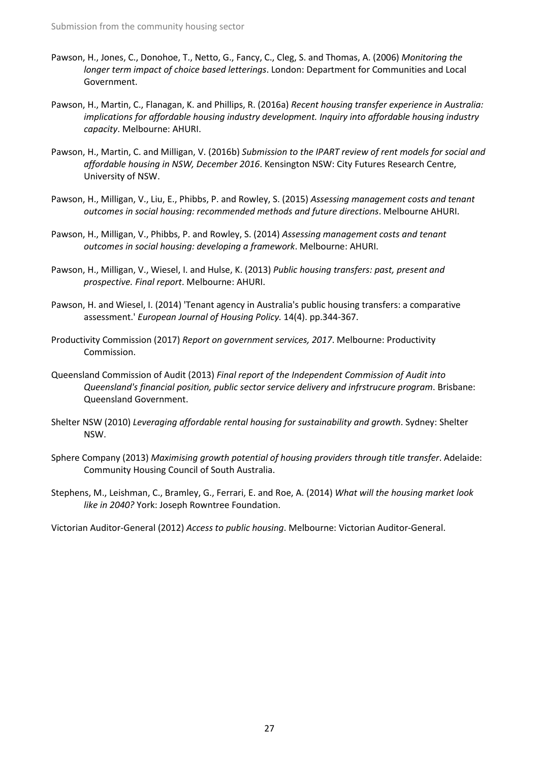Pawson, H., Jones, C., Donohoe, T., Netto, G., Fancy, C., Cleg, S. and Thomas, A. (2006) *Monitoring the longer term impact of choice based letterings*. London: Department for Communities and Local Government.

Pawson, H., Martin, C., Flanagan, K. and Phillips, R. (2016a) *Recent housing transfer experience in Australia: implications for affordable housing industry development. Inquiry into affordable housing industry capacity*. Melbourne: AHURI.

Pawson, H., Martin, C. and Milligan, V. (2016b) *Submission to the IPART review of rent models for social and affordable housing in NSW, December 2016*. Kensington NSW: City Futures Research Centre, University of NSW.

Pawson, H., Milligan, V., Liu, E., Phibbs, P. and Rowley, S. (2015) *Assessing management costs and tenant outcomes in social housing: recommended methods and future directions*. Melbourne AHURI.

Pawson, H., Milligan, V., Phibbs, P. and Rowley, S. (2014) *Assessing management costs and tenant outcomes in social housing: developing a framework*. Melbourne: AHURI.

Pawson, H., Milligan, V., Wiesel, I. and Hulse, K. (2013) *Public housing transfers: past, present and prospective. Final report*. Melbourne: AHURI.

Pawson, H. and Wiesel, I. (2014) 'Tenant agency in Australia's public housing transfers: a comparative assessment.' *European Journal of Housing Policy.* 14(4). pp.344-367.

Productivity Commission (2017) *Report on government services, 2017*. Melbourne: Productivity Commission.

Queensland Commission of Audit (2013) *Final report of the Independent Commission of Audit into Queensland's financial position, public sector service delivery and infrstrucure program*. Brisbane: Queensland Government.

Shelter NSW (2010) *Leveraging affordable rental housing for sustainability and growth*. Sydney: Shelter NSW.

Sphere Company (2013) *Maximising growth potential of housing providers through title transfer*. Adelaide: Community Housing Council of South Australia.

Stephens, M., Leishman, C., Bramley, G., Ferrari, E. and Roe, A. (2014) *What will the housing market look like in 2040?* York: Joseph Rowntree Foundation.

Victorian Auditor-General (2012) *Access to public housing*. Melbourne: Victorian Auditor-General.